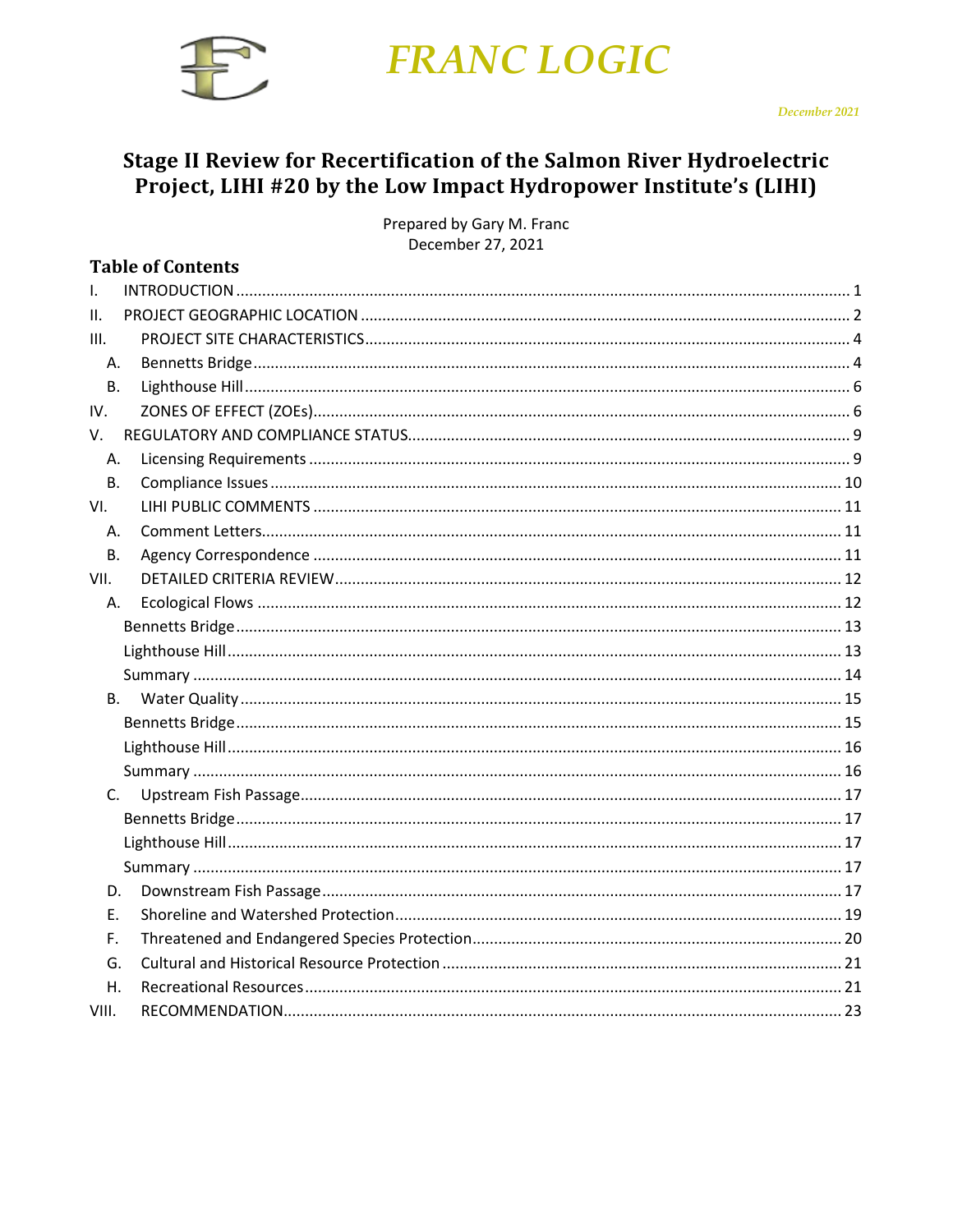# FRANC LOGIC

*December 2021*

# Stage II Review for Recertification of the Salmon River Hydroelectric Project, LIHI #20 by the Low Impact Hydropower Institute's (LIHI)

Prepared by Gary M. Franc
December 27, 2021

## Table of Contents

I. INTRODUCTION ........ 1
II. PROJECT GEOGRAPHIC LOCATION ........ 2
III. PROJECT SITE CHARACTERISTICS ........ 4
- A. Bennetts Bridge ........ 4
- B. Lighthouse Hill ........ 6

IV. ZONES OF EFFECT (ZOEs) ........ 6
V. REGULATORY AND COMPLIANCE STATUS ........ 9
- A. Licensing Requirements ........ 9
- B. Compliance Issues ........ 10

VI. LIHI PUBLIC COMMENTS ........ 11
- A. Comment Letters ........ 11
- B. Agency Correspondence ........ 11

VII. DETAILED CRITERIA REVIEW ........ 12
- A. Ecological Flows ........ 12
  - Bennetts Bridge ........ 13
  - Lighthouse Hill ........ 13
  - Summary ........ 14
- B. Water Quality ........ 15
  - Bennetts Bridge ........ 15
  - Lighthouse Hill ........ 16
  - Summary ........ 16
- C. Upstream Fish Passage ........ 17
  - Bennetts Bridge ........ 17
  - Lighthouse Hill ........ 17
  - Summary ........ 17
- D. Downstream Fish Passage ........ 17
- E. Shoreline and Watershed Protection ........ 19
- F. Threatened and Endangered Species Protection ........ 20
- G. Cultural and Historical Resource Protection ........ 21
- H. Recreational Resources ........ 21

VIII. RECOMMENDATION ........ 23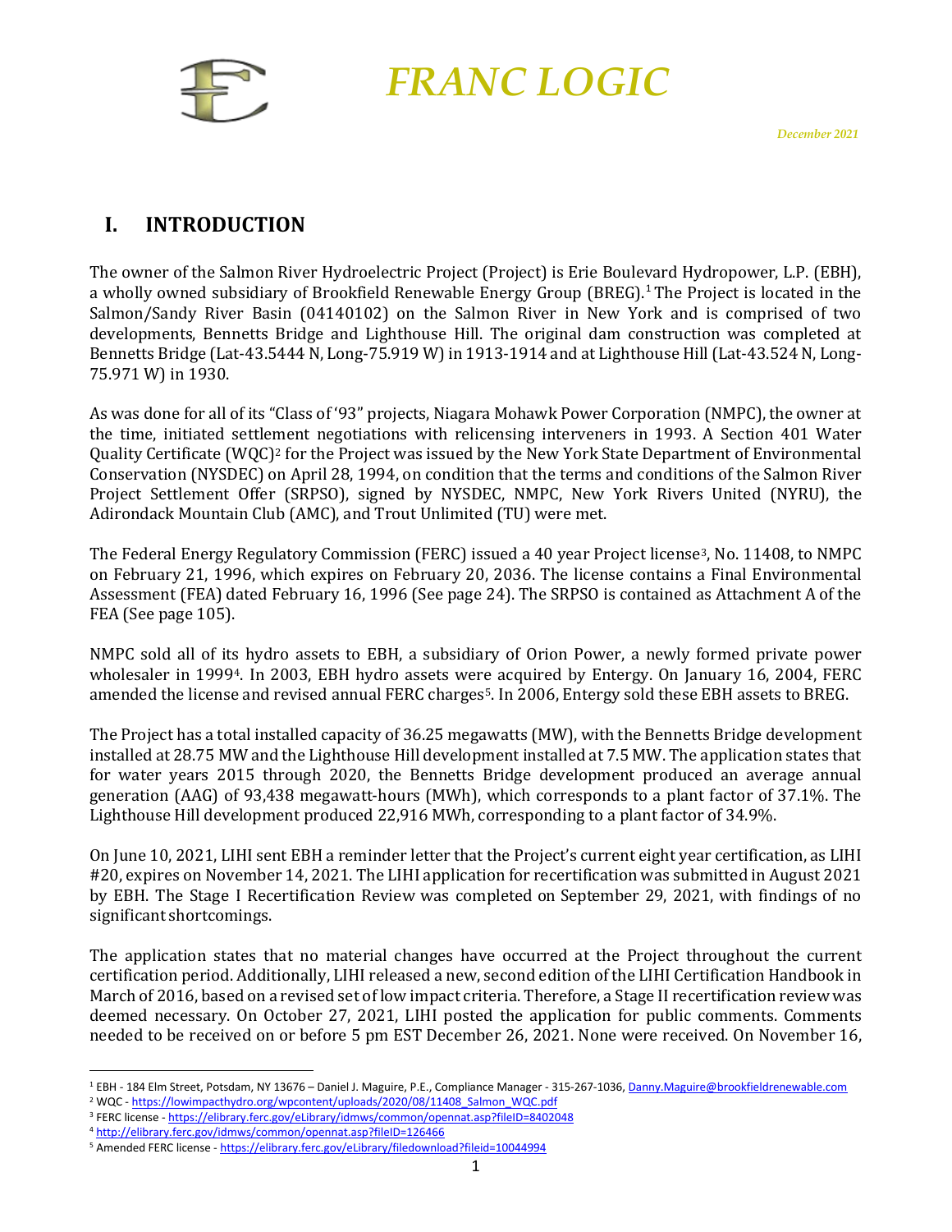# FRANC LOGIC

*December 2021*

## I. INTRODUCTION

The owner of the Salmon River Hydroelectric Project (Project) is Erie Boulevard Hydropower, L.P. (EBH), a wholly owned subsidiary of Brookfield Renewable Energy Group (BREG).[1] The Project is located in the Salmon/Sandy River Basin (04140102) on the Salmon River in New York and is comprised of two developments, Bennetts Bridge and Lighthouse Hill. The original dam construction was completed at Bennetts Bridge (Lat-43.5444 N, Long-75.919 W) in 1913-1914 and at Lighthouse Hill (Lat-43.524 N, Long-75.971 W) in 1930.

As was done for all of its "Class of '93" projects, Niagara Mohawk Power Corporation (NMPC), the owner at the time, initiated settlement negotiations with relicensing interveners in 1993. A Section 401 Water Quality Certificate (WQC)[2] for the Project was issued by the New York State Department of Environmental Conservation (NYSDEC) on April 28, 1994, on condition that the terms and conditions of the Salmon River Project Settlement Offer (SRPSO), signed by NYSDEC, NMPC, New York Rivers United (NYRU), the Adirondack Mountain Club (AMC), and Trout Unlimited (TU) were met.

The Federal Energy Regulatory Commission (FERC) issued a 40 year Project license[3], No. 11408, to NMPC on February 21, 1996, which expires on February 20, 2036. The license contains a Final Environmental Assessment (FEA) dated February 16, 1996 (See page 24). The SRPSO is contained as Attachment A of the FEA (See page 105).

NMPC sold all of its hydro assets to EBH, a subsidiary of Orion Power, a newly formed private power wholesaler in 1999[4]. In 2003, EBH hydro assets were acquired by Entergy. On January 16, 2004, FERC amended the license and revised annual FERC charges[5]. In 2006, Entergy sold these EBH assets to BREG.

The Project has a total installed capacity of 36.25 megawatts (MW), with the Bennetts Bridge development installed at 28.75 MW and the Lighthouse Hill development installed at 7.5 MW. The application states that for water years 2015 through 2020, the Bennetts Bridge development produced an average annual generation (AAG) of 93,438 megawatt-hours (MWh), which corresponds to a plant factor of 37.1%. The Lighthouse Hill development produced 22,916 MWh, corresponding to a plant factor of 34.9%.

On June 10, 2021, LIHI sent EBH a reminder letter that the Project's current eight year certification, as LIHI #20, expires on November 14, 2021. The LIHI application for recertification was submitted in August 2021 by EBH. The Stage I Recertification Review was completed on September 29, 2021, with findings of no significant shortcomings.

The application states that no material changes have occurred at the Project throughout the current certification period. Additionally, LIHI released a new, second edition of the LIHI Certification Handbook in March of 2016, based on a revised set of low impact criteria. Therefore, a Stage II recertification review was deemed necessary. On October 27, 2021, LIHI posted the application for public comments. Comments needed to be received on or before 5 pm EST December 26, 2021. None were received. On November 16,

---

[1] EBH - 184 Elm Street, Potsdam, NY 13676 – Daniel J. Maguire, P.E., Compliance Manager - 315-267-1036, Danny.Maguire@brookfieldrenewable.com

[2] WQC - https://lowimpacthydro.org/wpcontent/uploads/2020/08/11408_Salmon_WQC.pdf

[3] FERC license - https://elibrary.ferc.gov/eLibrary/idmws/common/opennat.asp?fileID=8402048

[4] http://elibrary.ferc.gov/idmws/common/opennat.asp?fileID=126466

[5] Amended FERC license - https://elibrary.ferc.gov/eLibrary/filedownload?fileid=10044994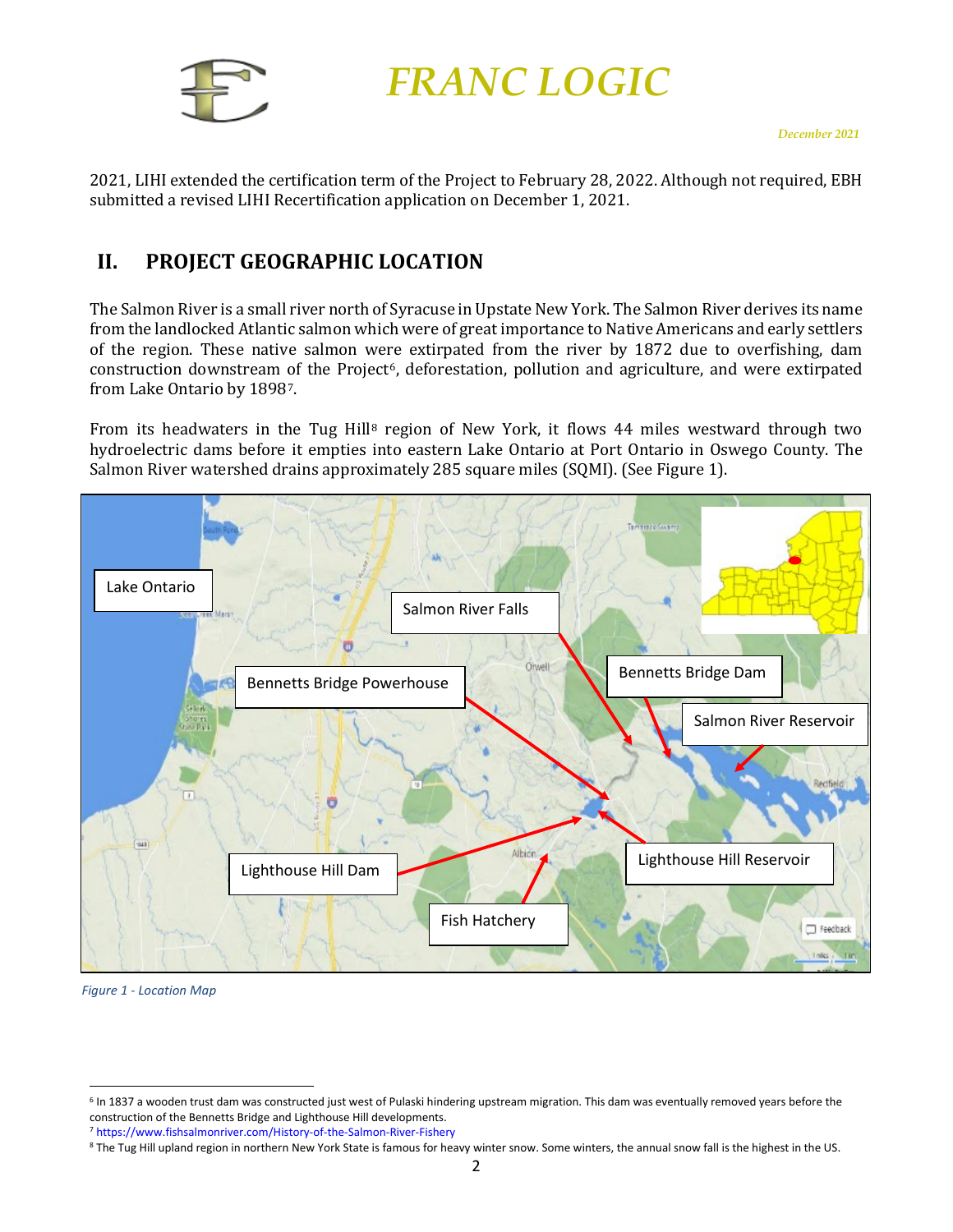2021, LIHI extended the certification term of the Project to February 28, 2022. Although not required, EBH submitted a revised LIHI Recertification application on December 1, 2021.

## II. PROJECT GEOGRAPHIC LOCATION

The Salmon River is a small river north of Syracuse in Upstate New York. The Salmon River derives its name from the landlocked Atlantic salmon which were of great importance to Native Americans and early settlers of the region. These native salmon were extirpated from the river by 1872 due to overfishing, dam construction downstream of the Project[6], deforestation, pollution and agriculture, and were extirpated from Lake Ontario by 1898[7].

From its headwaters in the Tug Hill[8] region of New York, it flows 44 miles westward through two hydroelectric dams before it empties into eastern Lake Ontario at Port Ontario in Oswego County. The Salmon River watershed drains approximately 285 square miles (SQMI). (See Figure 1).

*Figure 1 - Location Map*

---

[6] In 1837 a wooden trust dam was constructed just west of Pulaski hindering upstream migration. This dam was eventually removed years before the construction of the Bennetts Bridge and Lighthouse Hill developments.

[7] https://www.fishsalmonriver.com/History-of-the-Salmon-River-Fishery

[8] The Tug Hill upland region in northern New York State is famous for heavy winter snow. Some winters, the annual snow fall is the highest in the US.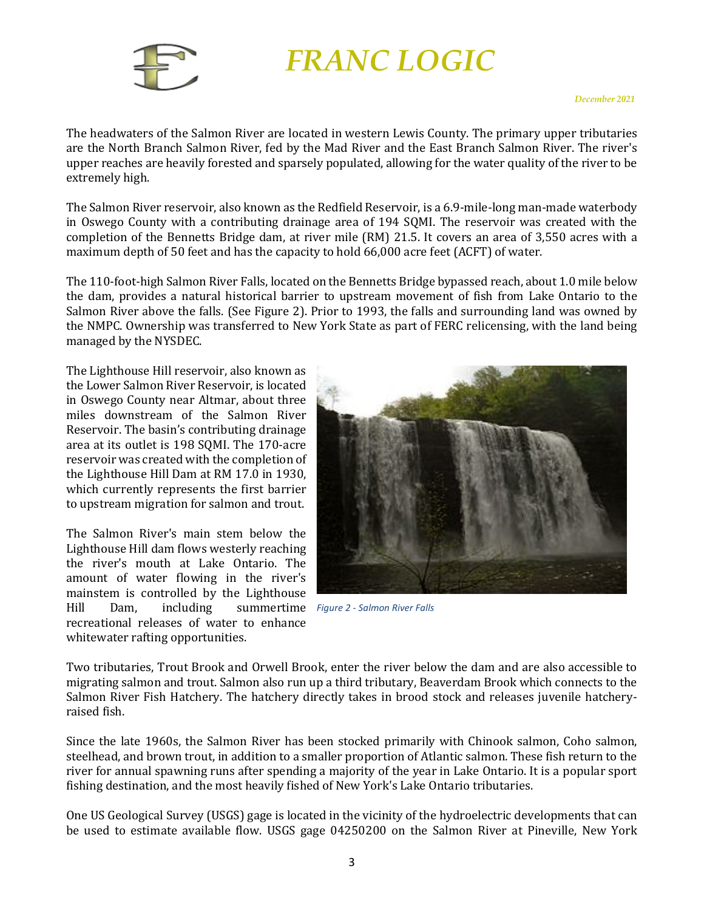The headwaters of the Salmon River are located in western Lewis County. The primary upper tributaries are the North Branch Salmon River, fed by the Mad River and the East Branch Salmon River. The river's upper reaches are heavily forested and sparsely populated, allowing for the water quality of the river to be extremely high.

The Salmon River reservoir, also known as the Redfield Reservoir, is a 6.9-mile-long man-made waterbody in Oswego County with a contributing drainage area of 194 SQMI. The reservoir was created with the completion of the Bennetts Bridge dam, at river mile (RM) 21.5. It covers an area of 3,550 acres with a maximum depth of 50 feet and has the capacity to hold 66,000 acre feet (ACFT) of water.

The 110-foot-high Salmon River Falls, located on the Bennetts Bridge bypassed reach, about 1.0 mile below the dam, provides a natural historical barrier to upstream movement of fish from Lake Ontario to the Salmon River above the falls. (See Figure 2). Prior to 1993, the falls and surrounding land was owned by the NMPC. Ownership was transferred to New York State as part of FERC relicensing, with the land being managed by the NYSDEC.

The Lighthouse Hill reservoir, also known as the Lower Salmon River Reservoir, is located in Oswego County near Altmar, about three miles downstream of the Salmon River Reservoir. The basin's contributing drainage area at its outlet is 198 SQMI. The 170-acre reservoir was created with the completion of the Lighthouse Hill Dam at RM 17.0 in 1930, which currently represents the first barrier to upstream migration for salmon and trout.

*Figure 2 - Salmon River Falls*

The Salmon River's main stem below the Lighthouse Hill dam flows westerly reaching the river's mouth at Lake Ontario. The amount of water flowing in the river's mainstem is controlled by the Lighthouse Hill Dam, including summertime recreational releases of water to enhance whitewater rafting opportunities.

Two tributaries, Trout Brook and Orwell Brook, enter the river below the dam and are also accessible to migrating salmon and trout. Salmon also run up a third tributary, Beaverdam Brook which connects to the Salmon River Fish Hatchery. The hatchery directly takes in brood stock and releases juvenile hatchery-raised fish.

Since the late 1960s, the Salmon River has been stocked primarily with Chinook salmon, Coho salmon, steelhead, and brown trout, in addition to a smaller proportion of Atlantic salmon. These fish return to the river for annual spawning runs after spending a majority of the year in Lake Ontario. It is a popular sport fishing destination, and the most heavily fished of New York's Lake Ontario tributaries.

One US Geological Survey (USGS) gage is located in the vicinity of the hydroelectric developments that can be used to estimate available flow. USGS gage 04250200 on the Salmon River at Pineville, New York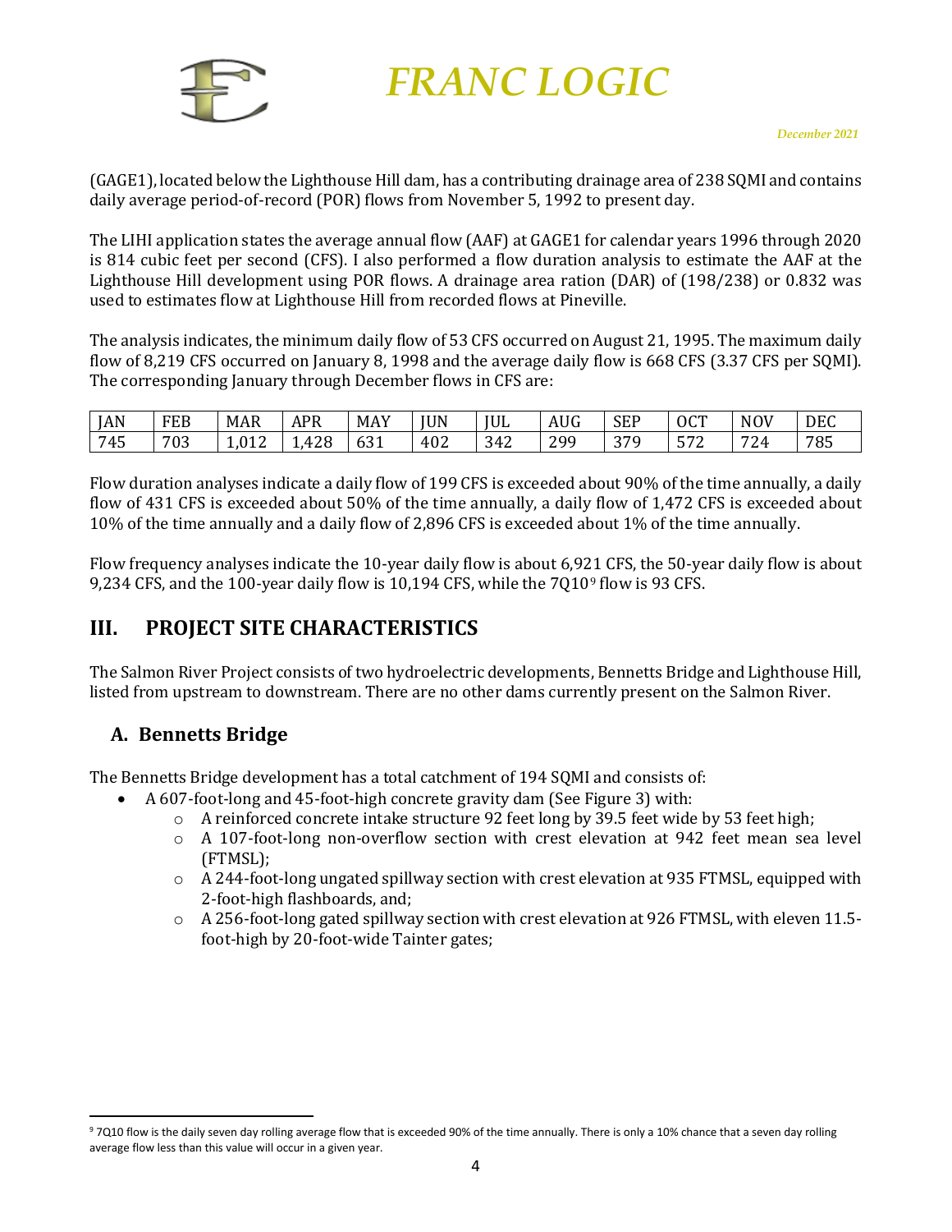(GAGE1), located below the Lighthouse Hill dam, has a contributing drainage area of 238 SQMI and contains daily average period-of-record (POR) flows from November 5, 1992 to present day.

The LIHI application states the average annual flow (AAF) at GAGE1 for calendar years 1996 through 2020 is 814 cubic feet per second (CFS). I also performed a flow duration analysis to estimate the AAF at the Lighthouse Hill development using POR flows. A drainage area ration (DAR) of (198/238) or 0.832 was used to estimates flow at Lighthouse Hill from recorded flows at Pineville.

The analysis indicates, the minimum daily flow of 53 CFS occurred on August 21, 1995. The maximum daily flow of 8,219 CFS occurred on January 8, 1998 and the average daily flow is 668 CFS (3.37 CFS per SQMI). The corresponding January through December flows in CFS are:

| JAN | FEB | MAR | APR | MAY | JUN | JUL | AUG | SEP | OCT | NOV | DEC |
|---|---|---|---|---|---|---|---|---|---|---|---|
| 745 | 703 | 1,012 | 1,428 | 631 | 402 | 342 | 299 | 379 | 572 | 724 | 785 |

Flow duration analyses indicate a daily flow of 199 CFS is exceeded about 90% of the time annually, a daily flow of 431 CFS is exceeded about 50% of the time annually, a daily flow of 1,472 CFS is exceeded about 10% of the time annually and a daily flow of 2,896 CFS is exceeded about 1% of the time annually.

Flow frequency analyses indicate the 10-year daily flow is about 6,921 CFS, the 50-year daily flow is about 9,234 CFS, and the 100-year daily flow is 10,194 CFS, while the 7Q10[9] flow is 93 CFS.

## III. PROJECT SITE CHARACTERISTICS

The Salmon River Project consists of two hydroelectric developments, Bennetts Bridge and Lighthouse Hill, listed from upstream to downstream. There are no other dams currently present on the Salmon River.

### A. Bennetts Bridge

The Bennetts Bridge development has a total catchment of 194 SQMI and consists of:

- A 607-foot-long and 45-foot-high concrete gravity dam (See Figure 3) with:
  - A reinforced concrete intake structure 92 feet long by 39.5 feet wide by 53 feet high;
  - A 107-foot-long non-overflow section with crest elevation at 942 feet mean sea level (FTMSL);
  - A 244-foot-long ungated spillway section with crest elevation at 935 FTMSL, equipped with 2-foot-high flashboards, and;
  - A 256-foot-long gated spillway section with crest elevation at 926 FTMSL, with eleven 11.5-foot-high by 20-foot-wide Tainter gates;

[9] 7Q10 flow is the daily seven day rolling average flow that is exceeded 90% of the time annually. There is only a 10% chance that a seven day rolling average flow less than this value will occur in a given year.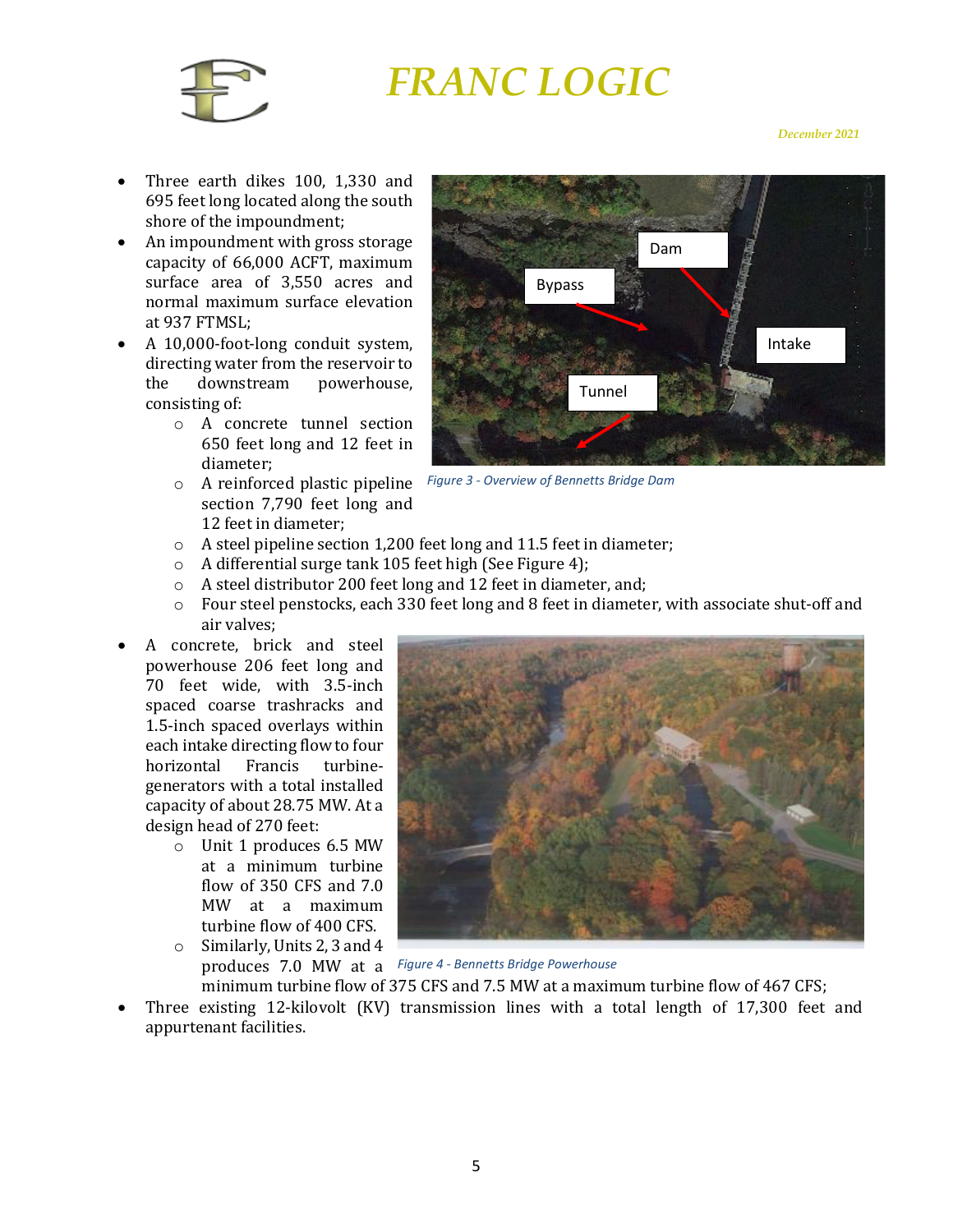- Three earth dikes 100, 1,330 and 695 feet long located along the south shore of the impoundment;
- An impoundment with gross storage capacity of 66,000 ACFT, maximum surface area of 3,550 acres and normal maximum surface elevation at 937 FTMSL;
- A 10,000-foot-long conduit system, directing water from the reservoir to the downstream powerhouse, consisting of:
    - A concrete tunnel section 650 feet long and 12 feet in diameter;
    - A reinforced plastic pipeline section 7,790 feet long and 12 feet in diameter;
    - A steel pipeline section 1,200 feet long and 11.5 feet in diameter;
    - A differential surge tank 105 feet high (See Figure 4);
    - A steel distributor 200 feet long and 12 feet in diameter, and;
    - Four steel penstocks, each 330 feet long and 8 feet in diameter, with associate shut-off and air valves;

*Figure 3 - Overview of Bennetts Bridge Dam*

- A concrete, brick and steel powerhouse 206 feet long and 70 feet wide, with 3.5-inch spaced coarse trashracks and 1.5-inch spaced overlays within each intake directing flow to four horizontal Francis turbine-generators with a total installed capacity of about 28.75 MW. At a design head of 270 feet:
    - Unit 1 produces 6.5 MW at a minimum turbine flow of 350 CFS and 7.0 MW at a maximum turbine flow of 400 CFS.
    - Similarly, Units 2, 3 and 4 produces 7.0 MW at a minimum turbine flow of 375 CFS and 7.5 MW at a maximum turbine flow of 467 CFS;
- Three existing 12-kilovolt (KV) transmission lines with a total length of 17,300 feet and appurtenant facilities.

*Figure 4 - Bennetts Bridge Powerhouse*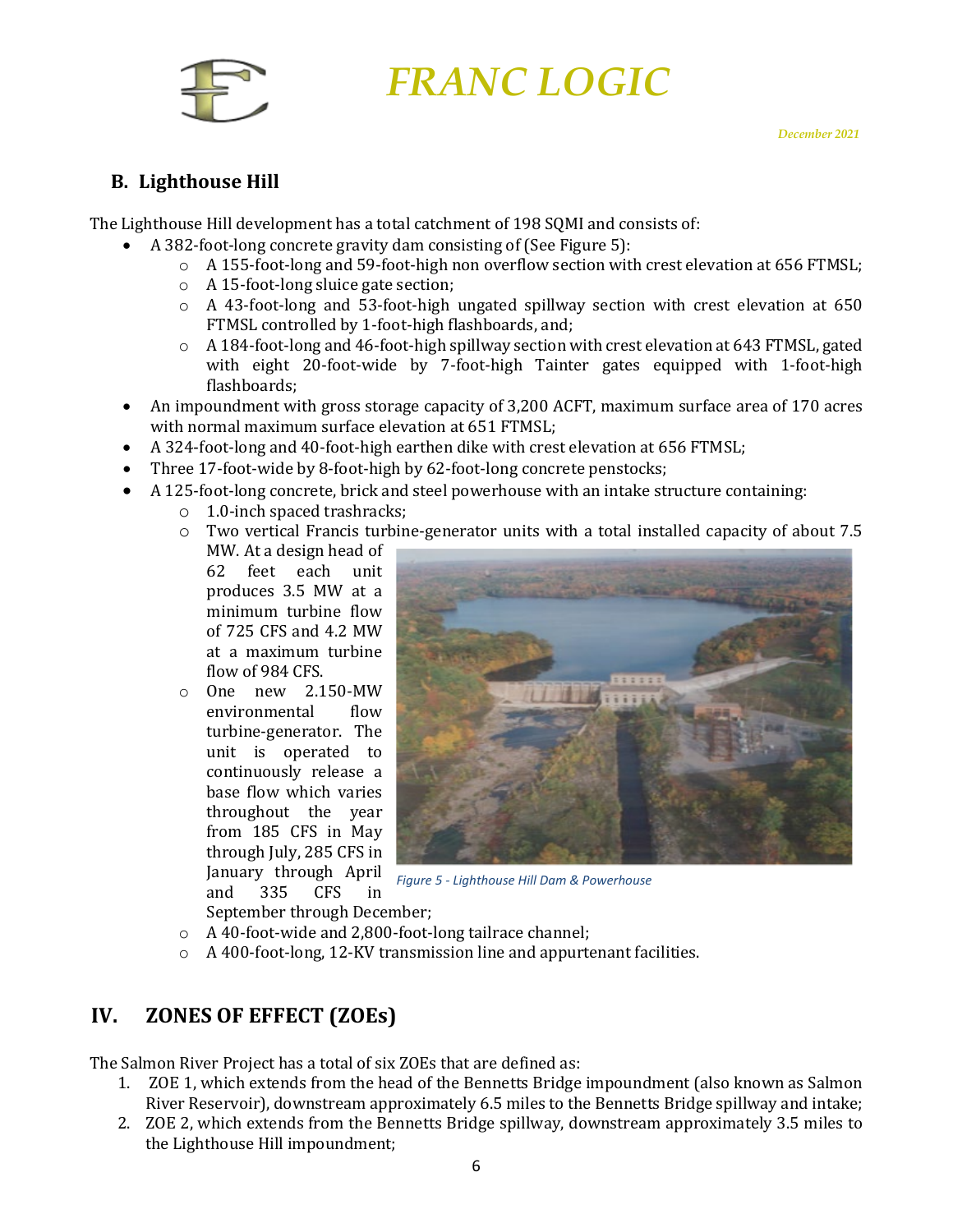## B. Lighthouse Hill

The Lighthouse Hill development has a total catchment of 198 SQMI and consists of:

- A 382-foot-long concrete gravity dam consisting of (See Figure 5):
  - A 155-foot-long and 59-foot-high non overflow section with crest elevation at 656 FTMSL;
  - A 15-foot-long sluice gate section;
  - A 43-foot-long and 53-foot-high ungated spillway section with crest elevation at 650 FTMSL controlled by 1-foot-high flashboards, and;
  - A 184-foot-long and 46-foot-high spillway section with crest elevation at 643 FTMSL, gated with eight 20-foot-wide by 7-foot-high Tainter gates equipped with 1-foot-high flashboards;
- An impoundment with gross storage capacity of 3,200 ACFT, maximum surface area of 170 acres with normal maximum surface elevation at 651 FTMSL;
- A 324-foot-long and 40-foot-high earthen dike with crest elevation at 656 FTMSL;
- Three 17-foot-wide by 8-foot-high by 62-foot-long concrete penstocks;
- A 125-foot-long concrete, brick and steel powerhouse with an intake structure containing:
  - 1.0-inch spaced trashracks;
  - Two vertical Francis turbine-generator units with a total installed capacity of about 7.5 MW. At a design head of 62 feet each unit produces 3.5 MW at a minimum turbine flow of 725 CFS and 4.2 MW at a maximum turbine flow of 984 CFS.
  - One new 2.150-MW environmental flow turbine-generator. The unit is operated to continuously release a base flow which varies throughout the year from 185 CFS in May through July, 285 CFS in January through April and 335 CFS in September through December;
  - A 40-foot-wide and 2,800-foot-long tailrace channel;
  - A 400-foot-long, 12-KV transmission line and appurtenant facilities.

*Figure 5 - Lighthouse Hill Dam & Powerhouse*

# IV. ZONES OF EFFECT (ZOEs)

The Salmon River Project has a total of six ZOEs that are defined as:

1. ZOE 1, which extends from the head of the Bennetts Bridge impoundment (also known as Salmon River Reservoir), downstream approximately 6.5 miles to the Bennetts Bridge spillway and intake;
2. ZOE 2, which extends from the Bennetts Bridge spillway, downstream approximately 3.5 miles to the Lighthouse Hill impoundment;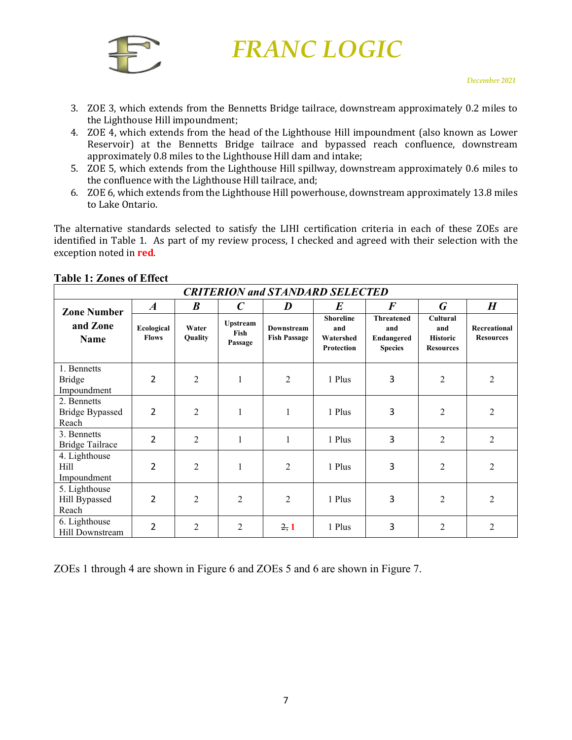3. ZOE 3, which extends from the Bennetts Bridge tailrace, downstream approximately 0.2 miles to the Lighthouse Hill impoundment;
4. ZOE 4, which extends from the head of the Lighthouse Hill impoundment (also known as Lower Reservoir) at the Bennetts Bridge tailrace and bypassed reach confluence, downstream approximately 0.8 miles to the Lighthouse Hill dam and intake;
5. ZOE 5, which extends from the Lighthouse Hill spillway, downstream approximately 0.6 miles to the confluence with the Lighthouse Hill tailrace, and;
6. ZOE 6, which extends from the Lighthouse Hill powerhouse, downstream approximately 13.8 miles to Lake Ontario.

The alternative standards selected to satisfy the LIHI certification criteria in each of these ZOEs are identified in Table 1. As part of my review process, I checked and agreed with their selection with the exception noted in **red**.

**Table 1: Zones of Effect**

| Zone Number and Zone Name | ***CRITERION and STANDARD SELECTED*** | | | | | | | |
|---|---|---|---|---|---|---|---|---|
| | ***A*** | ***B*** | ***C*** | ***D*** | ***E*** | ***F*** | ***G*** | ***H*** |
| | **Ecological Flows** | **Water Quality** | **Upstream Fish Passage** | **Downstream Fish Passage** | **Shoreline and Watershed Protection** | **Threatened and Endangered Species** | **Cultural and Historic Resources** | **Recreational Resources** |
| 1. Bennetts Bridge Impoundment | 2 | 2 | 1 | 2 | 1 Plus | 3 | 2 | 2 |
| 2. Bennetts Bridge Bypassed Reach | 2 | 2 | 1 | 1 | 1 Plus | 3 | 2 | 2 |
| 3. Bennetts Bridge Tailrace | 2 | 2 | 1 | 1 | 1 Plus | 3 | 2 | 2 |
| 4. Lighthouse Hill Impoundment | 2 | 2 | 1 | 2 | 1 Plus | 3 | 2 | 2 |
| 5. Lighthouse Hill Bypassed Reach | 2 | 2 | 2 | 2 | 1 Plus | 3 | 2 | 2 |
| 6. Lighthouse Hill Downstream | 2 | 2 | 2 | ~~2,~~ **1** | 1 Plus | 3 | 2 | 2 |

ZOEs 1 through 4 are shown in Figure 6 and ZOEs 5 and 6 are shown in Figure 7.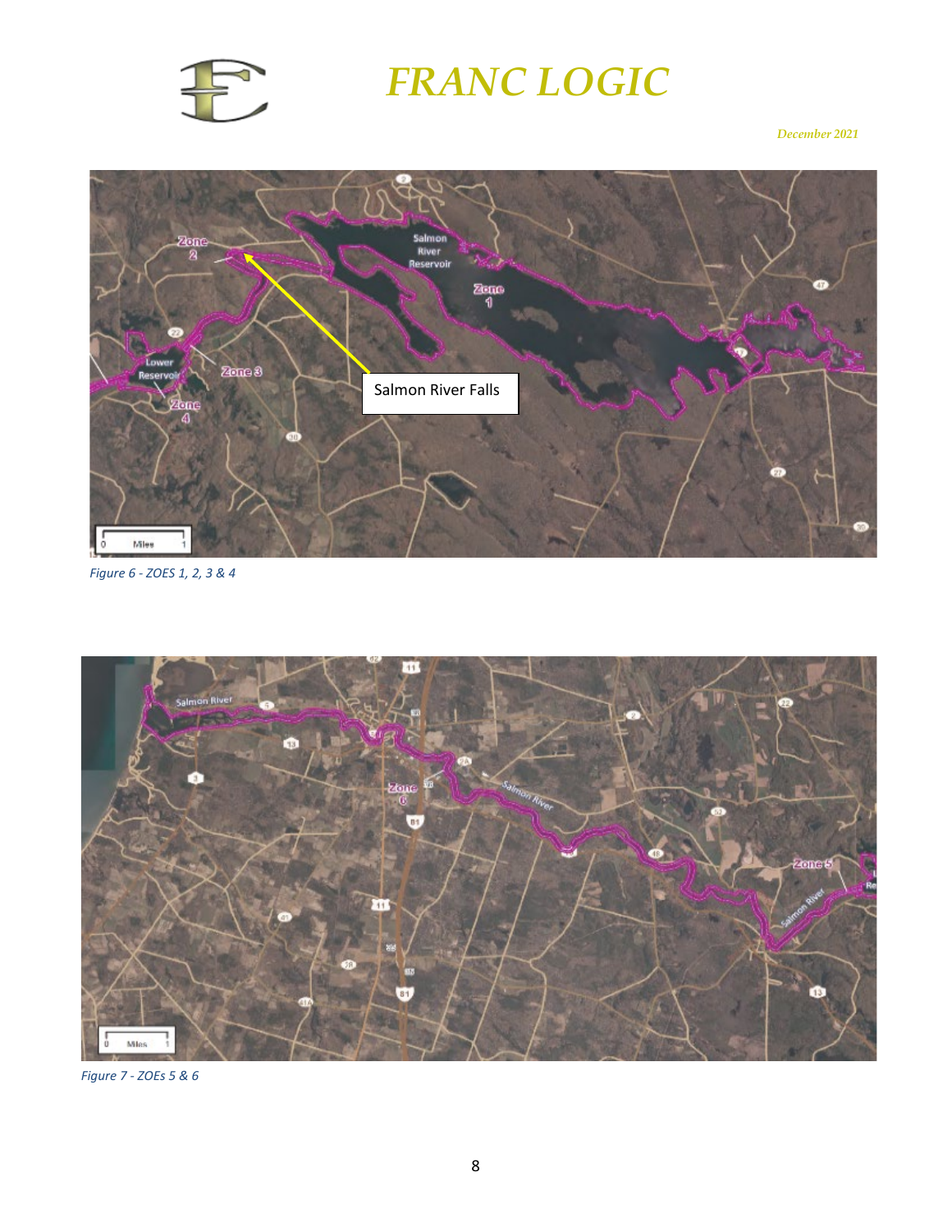Figure 6 - ZOES 1, 2, 3 & 4

Figure 7 - ZOEs 5 & 6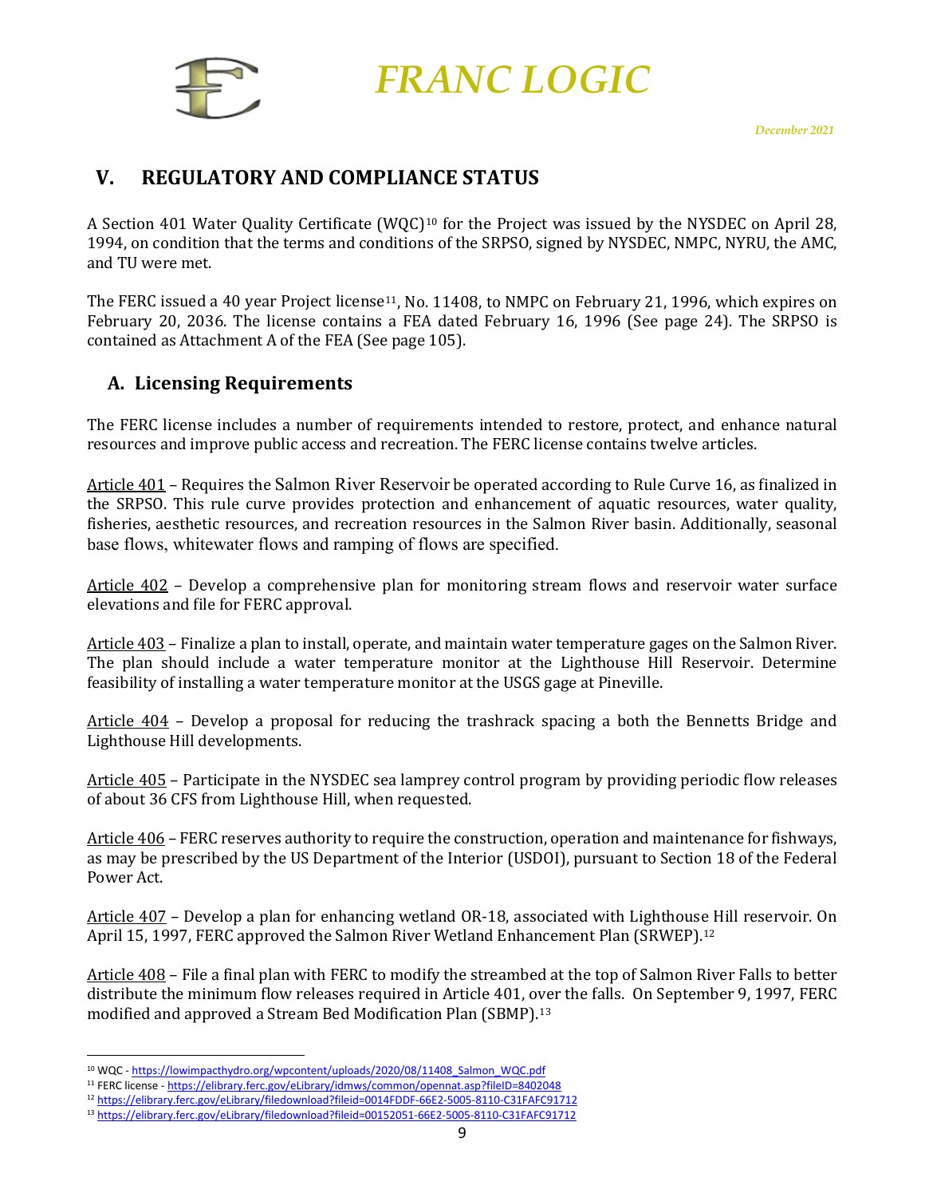## V. REGULATORY AND COMPLIANCE STATUS

A Section 401 Water Quality Certificate (WQC)[10] for the Project was issued by the NYSDEC on April 28, 1994, on condition that the terms and conditions of the SRPSO, signed by NYSDEC, NMPC, NYRU, the AMC, and TU were met.

The FERC issued a 40 year Project license[11], No. 11408, to NMPC on February 21, 1996, which expires on February 20, 2036. The license contains a FEA dated February 16, 1996 (See page 24). The SRPSO is contained as Attachment A of the FEA (See page 105).

### A. Licensing Requirements

The FERC license includes a number of requirements intended to restore, protect, and enhance natural resources and improve public access and recreation. The FERC license contains twelve articles.

Article 401 – Requires the Salmon River Reservoir be operated according to Rule Curve 16, as finalized in the SRPSO. This rule curve provides protection and enhancement of aquatic resources, water quality, fisheries, aesthetic resources, and recreation resources in the Salmon River basin. Additionally, seasonal base flows, whitewater flows and ramping of flows are specified.

Article 402 – Develop a comprehensive plan for monitoring stream flows and reservoir water surface elevations and file for FERC approval.

Article 403 – Finalize a plan to install, operate, and maintain water temperature gages on the Salmon River. The plan should include a water temperature monitor at the Lighthouse Hill Reservoir. Determine feasibility of installing a water temperature monitor at the USGS gage at Pineville.

Article 404 – Develop a proposal for reducing the trashrack spacing a both the Bennetts Bridge and Lighthouse Hill developments.

Article 405 – Participate in the NYSDEC sea lamprey control program by providing periodic flow releases of about 36 CFS from Lighthouse Hill, when requested.

Article 406 – FERC reserves authority to require the construction, operation and maintenance for fishways, as may be prescribed by the US Department of the Interior (USDOI), pursuant to Section 18 of the Federal Power Act.

Article 407 – Develop a plan for enhancing wetland OR-18, associated with Lighthouse Hill reservoir. On April 15, 1997, FERC approved the Salmon River Wetland Enhancement Plan (SRWEP).[12]

Article 408 – File a final plan with FERC to modify the streambed at the top of Salmon River Falls to better distribute the minimum flow releases required in Article 401, over the falls. On September 9, 1997, FERC modified and approved a Stream Bed Modification Plan (SBMP).[13]

---

[10] WQC - https://lowimpacthydro.org/wpcontent/uploads/2020/08/11408_Salmon_WQC.pdf
[11] FERC license - https://elibrary.ferc.gov/eLibrary/idmws/common/opennat.asp?fileID=8402048
[12] https://elibrary.ferc.gov/eLibrary/filedownload?fileid=0014FDDF-66E2-5005-8110-C31FAFC91712
[13] https://elibrary.ferc.gov/eLibrary/filedownload?fileid=00152051-66E2-5005-8110-C31FAFC91712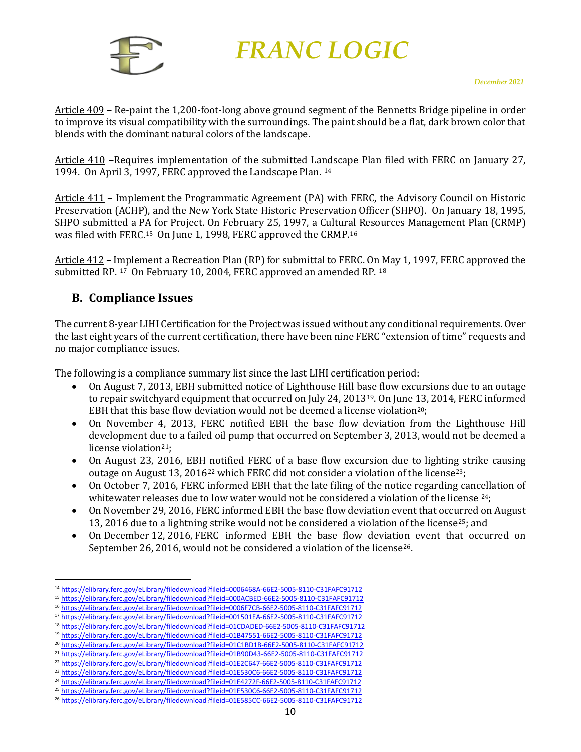Article 409 – Re-paint the 1,200-foot-long above ground segment of the Bennetts Bridge pipeline in order to improve its visual compatibility with the surroundings. The paint should be a flat, dark brown color that blends with the dominant natural colors of the landscape.

Article 410 –Requires implementation of the submitted Landscape Plan filed with FERC on January 27, 1994. On April 3, 1997, FERC approved the Landscape Plan. [14]

Article 411 – Implement the Programmatic Agreement (PA) with FERC, the Advisory Council on Historic Preservation (ACHP), and the New York State Historic Preservation Officer (SHPO). On January 18, 1995, SHPO submitted a PA for Project. On February 25, 1997, a Cultural Resources Management Plan (CRMP) was filed with FERC.[15] On June 1, 1998, FERC approved the CRMP.[16]

Article 412 – Implement a Recreation Plan (RP) for submittal to FERC. On May 1, 1997, FERC approved the submitted RP. [17] On February 10, 2004, FERC approved an amended RP. [18]

## B. Compliance Issues

The current 8-year LIHI Certification for the Project was issued without any conditional requirements. Over the last eight years of the current certification, there have been nine FERC "extension of time" requests and no major compliance issues.

The following is a compliance summary list since the last LIHI certification period:

- On August 7, 2013, EBH submitted notice of Lighthouse Hill base flow excursions due to an outage to repair switchyard equipment that occurred on July 24, 2013[19]. On June 13, 2014, FERC informed EBH that this base flow deviation would not be deemed a license violation[20];
- On November 4, 2013, FERC notified EBH the base flow deviation from the Lighthouse Hill development due to a failed oil pump that occurred on September 3, 2013, would not be deemed a license violation[21];
- On August 23, 2016, EBH notified FERC of a base flow excursion due to lighting strike causing outage on August 13, 2016[22] which FERC did not consider a violation of the license[23];
- On October 7, 2016, FERC informed EBH that the late filing of the notice regarding cancellation of whitewater releases due to low water would not be considered a violation of the license [24];
- On November 29, 2016, FERC informed EBH the base flow deviation event that occurred on August 13, 2016 due to a lightning strike would not be considered a violation of the license[25]; and
- On December 12, 2016, FERC informed EBH the base flow deviation event that occurred on September 26, 2016, would not be considered a violation of the license[26].

---

[14] https://elibrary.ferc.gov/eLibrary/filedownload?fileid=0006468A-66E2-5005-8110-C31FAFC91712
[15] https://elibrary.ferc.gov/eLibrary/filedownload?fileid=000ACBED-66E2-5005-8110-C31FAFC91712
[16] https://elibrary.ferc.gov/eLibrary/filedownload?fileid=0006F7CB-66E2-5005-8110-C31FAFC91712
[17] https://elibrary.ferc.gov/eLibrary/filedownload?fileid=001501EA-66E2-5005-8110-C31FAFC91712
[18] https://elibrary.ferc.gov/eLibrary/filedownload?fileid=01CDADED-66E2-5005-8110-C31FAFC91712
[19] https://elibrary.ferc.gov/eLibrary/filedownload?fileid=01B47551-66E2-5005-8110-C31FAFC91712
[20] https://elibrary.ferc.gov/eLibrary/filedownload?fileid=01C1BD1B-66E2-5005-8110-C31FAFC91712
[21] https://elibrary.ferc.gov/eLibrary/filedownload?fileid=01B90D43-66E2-5005-8110-C31FAFC91712
[22] https://elibrary.ferc.gov/eLibrary/filedownload?fileid=01E2C647-66E2-5005-8110-C31FAFC91712
[23] https://elibrary.ferc.gov/eLibrary/filedownload?fileid=01E530C6-66E2-5005-8110-C31FAFC91712
[24] https://elibrary.ferc.gov/eLibrary/filedownload?fileid=01E4272F-66E2-5005-8110-C31FAFC91712
[25] https://elibrary.ferc.gov/eLibrary/filedownload?fileid=01E530C6-66E2-5005-8110-C31FAFC91712
[26] https://elibrary.ferc.gov/eLibrary/filedownload?fileid=01E585CC-66E2-5005-8110-C31FAFC91712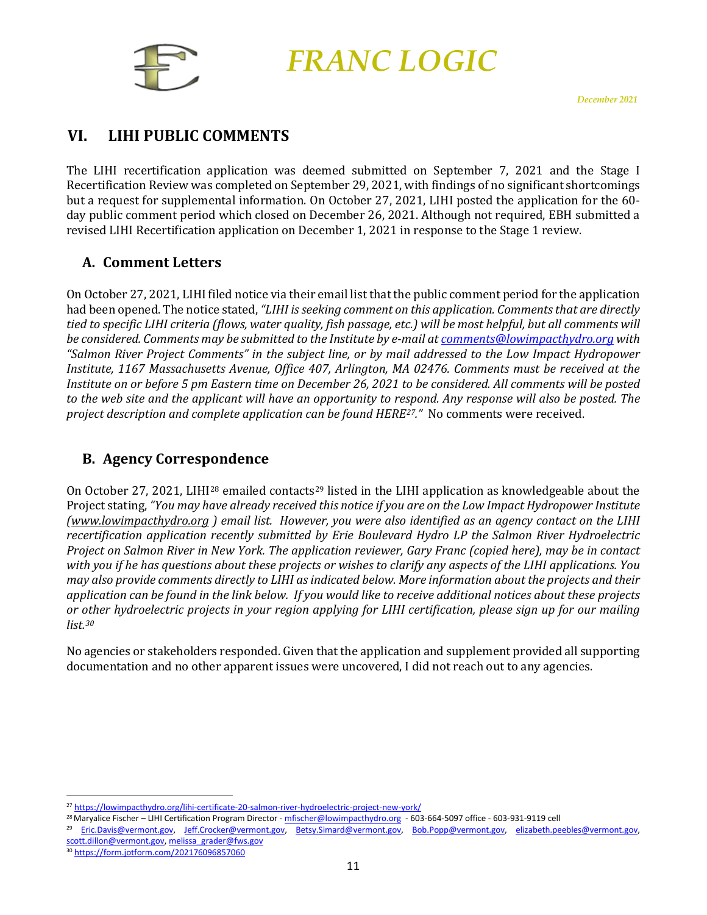## VI. LIHI PUBLIC COMMENTS

The LIHI recertification application was deemed submitted on September 7, 2021 and the Stage I Recertification Review was completed on September 29, 2021, with findings of no significant shortcomings but a request for supplemental information. On October 27, 2021, LIHI posted the application for the 60-day public comment period which closed on December 26, 2021. Although not required, EBH submitted a revised LIHI Recertification application on December 1, 2021 in response to the Stage 1 review.

### A. Comment Letters

On October 27, 2021, LIHI filed notice via their email list that the public comment period for the application had been opened. The notice stated, *"LIHI is seeking comment on this application. Comments that are directly tied to specific LIHI criteria (flows, water quality, fish passage, etc.) will be most helpful, but all comments will be considered. Comments may be submitted to the Institute by e-mail at comments@lowimpacthydro.org with "Salmon River Project Comments" in the subject line, or by mail addressed to the Low Impact Hydropower Institute, 1167 Massachusetts Avenue, Office 407, Arlington, MA 02476. Comments must be received at the Institute on or before 5 pm Eastern time on December 26, 2021 to be considered. All comments will be posted to the web site and the applicant will have an opportunity to respond. Any response will also be posted. The project description and complete application can be found HERE[27]."* No comments were received.

### B. Agency Correspondence

On October 27, 2021, LIHI[28] emailed contacts[29] listed in the LIHI application as knowledgeable about the Project stating, *"You may have already received this notice if you are on the Low Impact Hydropower Institute (www.lowimpacthydro.org ) email list. However, you were also identified as an agency contact on the LIHI recertification application recently submitted by Erie Boulevard Hydro LP the Salmon River Hydroelectric Project on Salmon River in New York. The application reviewer, Gary Franc (copied here), may be in contact with you if he has questions about these projects or wishes to clarify any aspects of the LIHI applications. You may also provide comments directly to LIHI as indicated below. More information about the projects and their application can be found in the link below. If you would like to receive additional notices about these projects or other hydroelectric projects in your region applying for LIHI certification, please sign up for our mailing list.[30]*

No agencies or stakeholders responded. Given that the application and supplement provided all supporting documentation and no other apparent issues were uncovered, I did not reach out to any agencies.

---

[27] https://lowimpacthydro.org/lihi-certificate-20-salmon-river-hydroelectric-project-new-york/

[28] Maryalice Fischer – LIHI Certification Program Director - mfischer@lowimpacthydro.org - 603-664-5097 office - 603-931-9119 cell

[29] Eric.Davis@vermont.gov, Jeff.Crocker@vermont.gov, Betsy.Simard@vermont.gov, Bob.Popp@vermont.gov, elizabeth.peebles@vermont.gov, scott.dillon@vermont.gov, melissa_grader@fws.gov

[30] https://form.jotform.com/202176096857060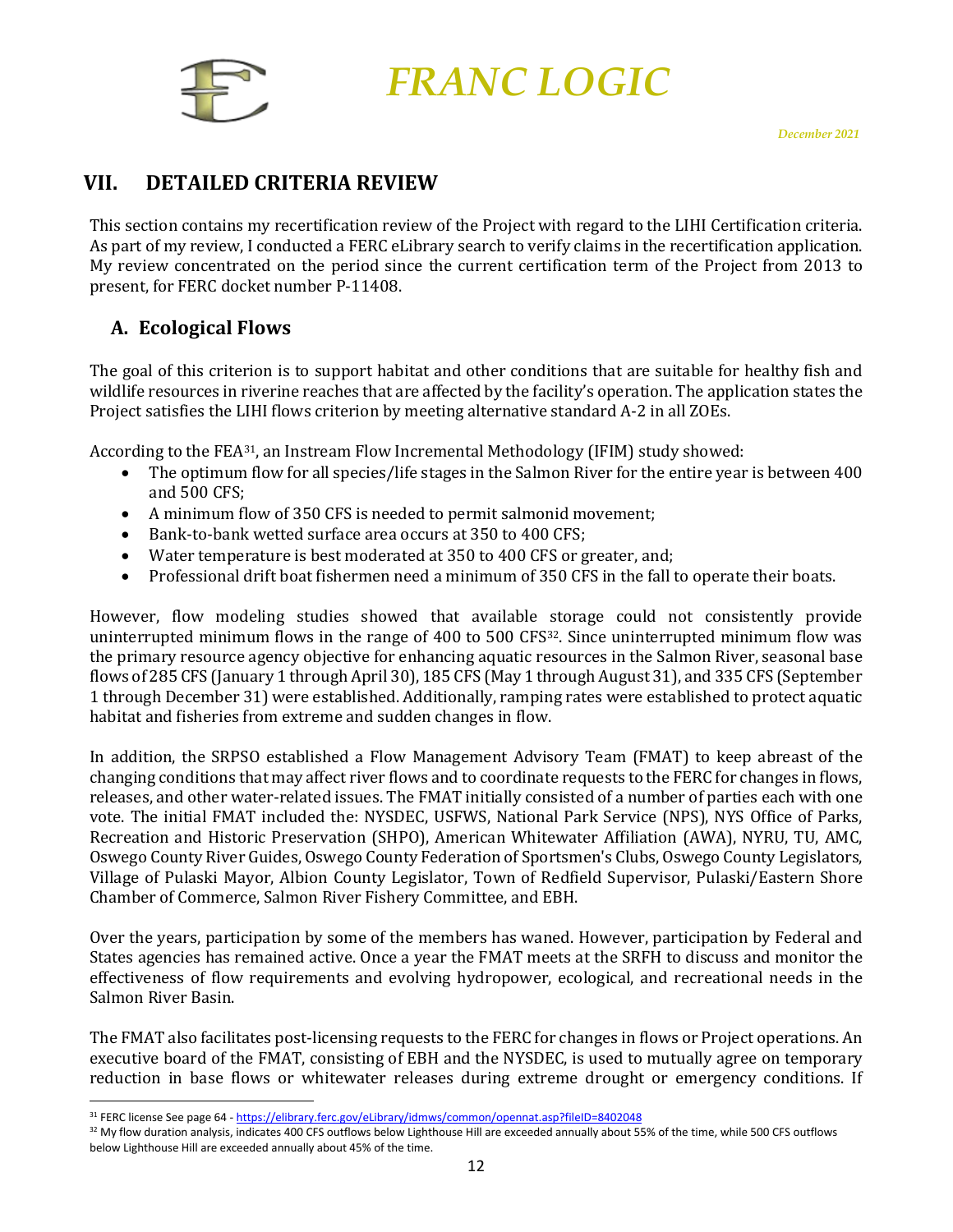## VII. DETAILED CRITERIA REVIEW

This section contains my recertification review of the Project with regard to the LIHI Certification criteria. As part of my review, I conducted a FERC eLibrary search to verify claims in the recertification application. My review concentrated on the period since the current certification term of the Project from 2013 to present, for FERC docket number P-11408.

### A. Ecological Flows

The goal of this criterion is to support habitat and other conditions that are suitable for healthy fish and wildlife resources in riverine reaches that are affected by the facility's operation. The application states the Project satisfies the LIHI flows criterion by meeting alternative standard A-2 in all ZOEs.

According to the FEA[31], an Instream Flow Incremental Methodology (IFIM) study showed:

- The optimum flow for all species/life stages in the Salmon River for the entire year is between 400 and 500 CFS;
- A minimum flow of 350 CFS is needed to permit salmonid movement;
- Bank-to-bank wetted surface area occurs at 350 to 400 CFS;
- Water temperature is best moderated at 350 to 400 CFS or greater, and;
- Professional drift boat fishermen need a minimum of 350 CFS in the fall to operate their boats.

However, flow modeling studies showed that available storage could not consistently provide uninterrupted minimum flows in the range of 400 to 500 CFS[32]. Since uninterrupted minimum flow was the primary resource agency objective for enhancing aquatic resources in the Salmon River, seasonal base flows of 285 CFS (January 1 through April 30), 185 CFS (May 1 through August 31), and 335 CFS (September 1 through December 31) were established. Additionally, ramping rates were established to protect aquatic habitat and fisheries from extreme and sudden changes in flow.

In addition, the SRPSO established a Flow Management Advisory Team (FMAT) to keep abreast of the changing conditions that may affect river flows and to coordinate requests to the FERC for changes in flows, releases, and other water-related issues. The FMAT initially consisted of a number of parties each with one vote. The initial FMAT included the: NYSDEC, USFWS, National Park Service (NPS), NYS Office of Parks, Recreation and Historic Preservation (SHPO), American Whitewater Affiliation (AWA), NYRU, TU, AMC, Oswego County River Guides, Oswego County Federation of Sportsmen's Clubs, Oswego County Legislators, Village of Pulaski Mayor, Albion County Legislator, Town of Redfield Supervisor, Pulaski/Eastern Shore Chamber of Commerce, Salmon River Fishery Committee, and EBH.

Over the years, participation by some of the members has waned. However, participation by Federal and States agencies has remained active. Once a year the FMAT meets at the SRFH to discuss and monitor the effectiveness of flow requirements and evolving hydropower, ecological, and recreational needs in the Salmon River Basin.

The FMAT also facilitates post-licensing requests to the FERC for changes in flows or Project operations. An executive board of the FMAT, consisting of EBH and the NYSDEC, is used to mutually agree on temporary reduction in base flows or whitewater releases during extreme drought or emergency conditions. If

---

[31] FERC license See page 64 - https://elibrary.ferc.gov/eLibrary/idmws/common/opennat.asp?fileID=8402048

[32] My flow duration analysis, indicates 400 CFS outflows below Lighthouse Hill are exceeded annually about 55% of the time, while 500 CFS outflows below Lighthouse Hill are exceeded annually about 45% of the time.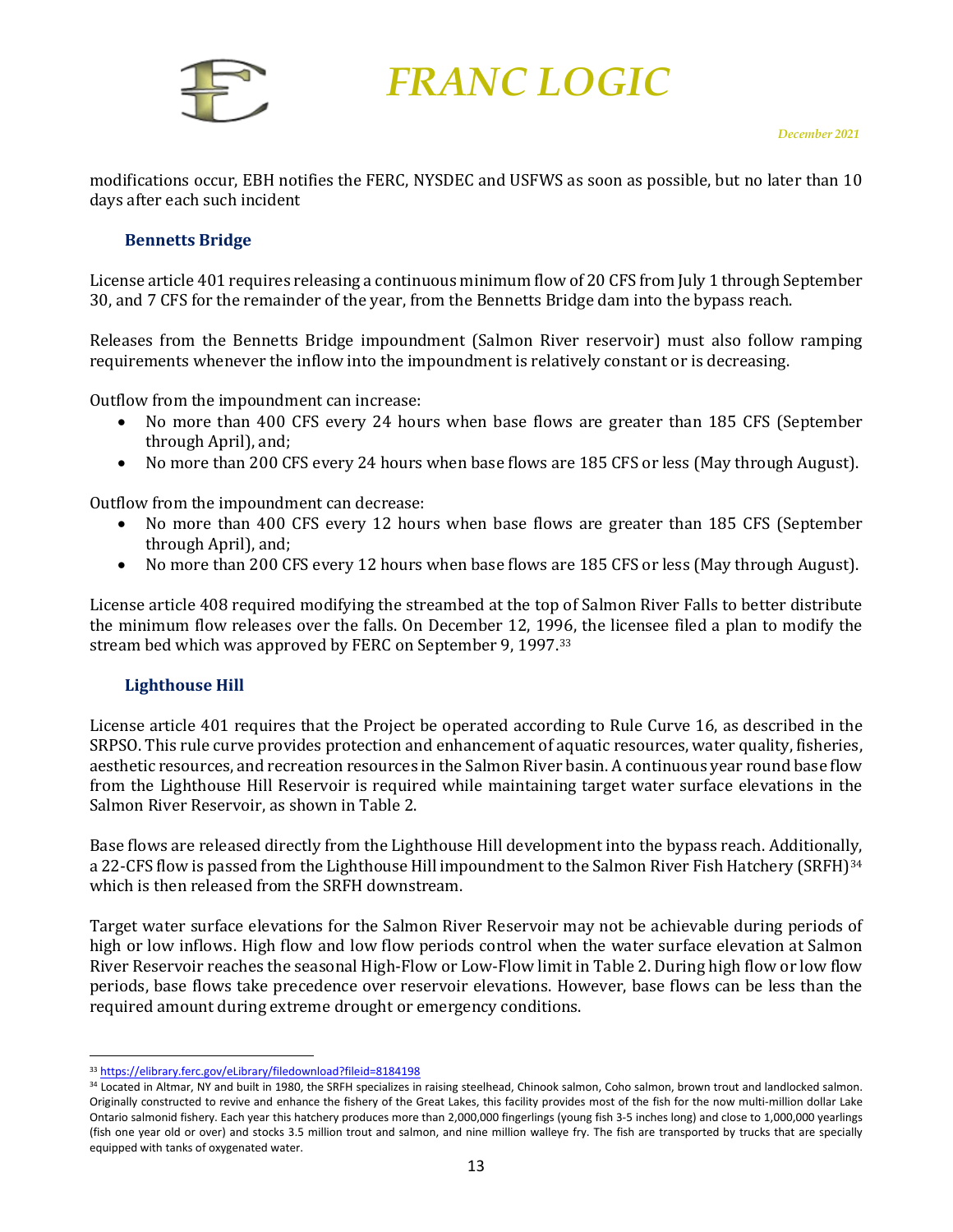modifications occur, EBH notifies the FERC, NYSDEC and USFWS as soon as possible, but no later than 10 days after each such incident

### Bennetts Bridge

License article 401 requires releasing a continuous minimum flow of 20 CFS from July 1 through September 30, and 7 CFS for the remainder of the year, from the Bennetts Bridge dam into the bypass reach.

Releases from the Bennetts Bridge impoundment (Salmon River reservoir) must also follow ramping requirements whenever the inflow into the impoundment is relatively constant or is decreasing.

Outflow from the impoundment can increase:

- No more than 400 CFS every 24 hours when base flows are greater than 185 CFS (September through April), and;
- No more than 200 CFS every 24 hours when base flows are 185 CFS or less (May through August).

Outflow from the impoundment can decrease:

- No more than 400 CFS every 12 hours when base flows are greater than 185 CFS (September through April), and;
- No more than 200 CFS every 12 hours when base flows are 185 CFS or less (May through August).

License article 408 required modifying the streambed at the top of Salmon River Falls to better distribute the minimum flow releases over the falls. On December 12, 1996, the licensee filed a plan to modify the stream bed which was approved by FERC on September 9, 1997.[33]

### Lighthouse Hill

License article 401 requires that the Project be operated according to Rule Curve 16, as described in the SRPSO. This rule curve provides protection and enhancement of aquatic resources, water quality, fisheries, aesthetic resources, and recreation resources in the Salmon River basin. A continuous year round base flow from the Lighthouse Hill Reservoir is required while maintaining target water surface elevations in the Salmon River Reservoir, as shown in Table 2.

Base flows are released directly from the Lighthouse Hill development into the bypass reach. Additionally, a 22-CFS flow is passed from the Lighthouse Hill impoundment to the Salmon River Fish Hatchery (SRFH)[34] which is then released from the SRFH downstream.

Target water surface elevations for the Salmon River Reservoir may not be achievable during periods of high or low inflows. High flow and low flow periods control when the water surface elevation at Salmon River Reservoir reaches the seasonal High-Flow or Low-Flow limit in Table 2. During high flow or low flow periods, base flows take precedence over reservoir elevations. However, base flows can be less than the required amount during extreme drought or emergency conditions.

---

[33] https://elibrary.ferc.gov/eLibrary/filedownload?fileid=8184198

[34] Located in Altmar, NY and built in 1980, the SRFH specializes in raising steelhead, Chinook salmon, Coho salmon, brown trout and landlocked salmon. Originally constructed to revive and enhance the fishery of the Great Lakes, this facility provides most of the fish for the now multi-million dollar Lake Ontario salmonid fishery. Each year this hatchery produces more than 2,000,000 fingerlings (young fish 3-5 inches long) and close to 1,000,000 yearlings (fish one year old or over) and stocks 3.5 million trout and salmon, and nine million walleye fry. The fish are transported by trucks that are specially equipped with tanks of oxygenated water.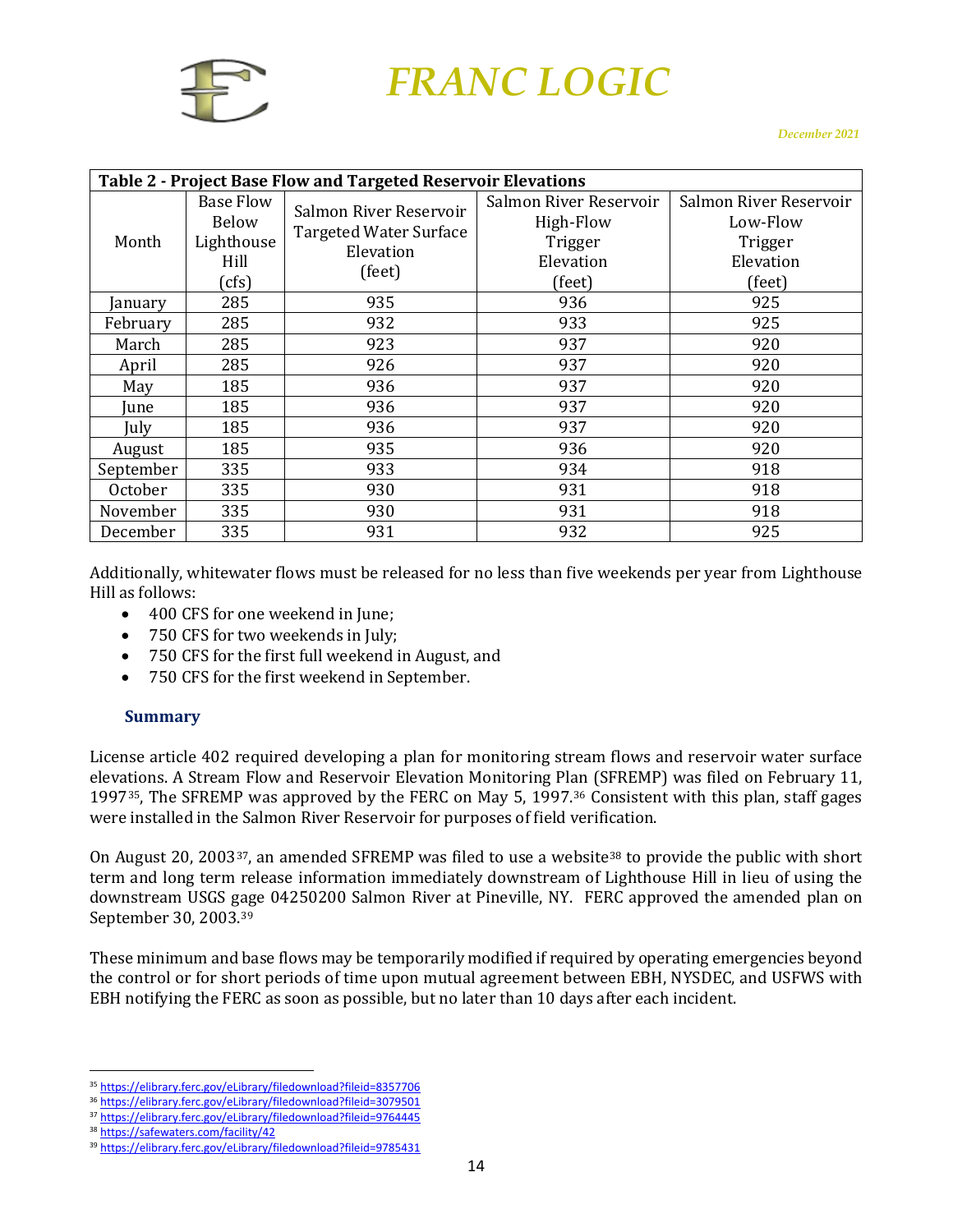**Table 2 - Project Base Flow and Targeted Reservoir Elevations**

| Month | Base Flow Below Lighthouse Hill (cfs) | Salmon River Reservoir Targeted Water Surface Elevation (feet) | Salmon River Reservoir High-Flow Trigger Elevation (feet) | Salmon River Reservoir Low-Flow Trigger Elevation (feet) |
|---|---|---|---|---|
| January | 285 | 935 | 936 | 925 |
| February | 285 | 932 | 933 | 925 |
| March | 285 | 923 | 937 | 920 |
| April | 285 | 926 | 937 | 920 |
| May | 185 | 936 | 937 | 920 |
| June | 185 | 936 | 937 | 920 |
| July | 185 | 936 | 937 | 920 |
| August | 185 | 935 | 936 | 920 |
| September | 335 | 933 | 934 | 918 |
| October | 335 | 930 | 931 | 918 |
| November | 335 | 930 | 931 | 918 |
| December | 335 | 931 | 932 | 925 |

Additionally, whitewater flows must be released for no less than five weekends per year from Lighthouse Hill as follows:

- 400 CFS for one weekend in June;
- 750 CFS for two weekends in July;
- 750 CFS for the first full weekend in August, and
- 750 CFS for the first weekend in September.

### Summary

License article 402 required developing a plan for monitoring stream flows and reservoir water surface elevations. A Stream Flow and Reservoir Elevation Monitoring Plan (SFREMP) was filed on February 11, 1997[35], The SFREMP was approved by the FERC on May 5, 1997.[36] Consistent with this plan, staff gages were installed in the Salmon River Reservoir for purposes of field verification.

On August 20, 2003[37], an amended SFREMP was filed to use a website[38] to provide the public with short term and long term release information immediately downstream of Lighthouse Hill in lieu of using the downstream USGS gage 04250200 Salmon River at Pineville, NY. FERC approved the amended plan on September 30, 2003.[39]

These minimum and base flows may be temporarily modified if required by operating emergencies beyond the control or for short periods of time upon mutual agreement between EBH, NYSDEC, and USFWS with EBH notifying the FERC as soon as possible, but no later than 10 days after each incident.

---

[35] https://elibrary.ferc.gov/eLibrary/filedownload?fileid=8357706
[36] https://elibrary.ferc.gov/eLibrary/filedownload?fileid=3079501
[37] https://elibrary.ferc.gov/eLibrary/filedownload?fileid=9764445
[38] https://safewaters.com/facility/42
[39] https://elibrary.ferc.gov/eLibrary/filedownload?fileid=9785431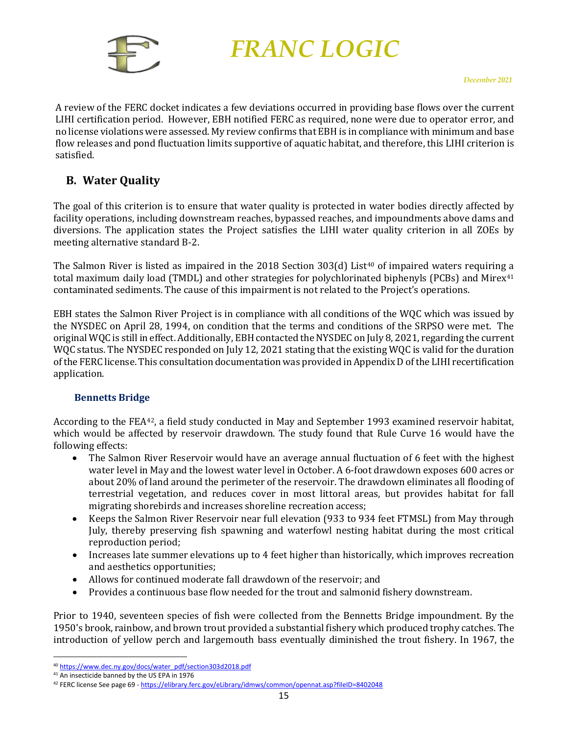A review of the FERC docket indicates a few deviations occurred in providing base flows over the current LIHI certification period. However, EBH notified FERC as required, none were due to operator error, and no license violations were assessed. My review confirms that EBH is in compliance with minimum and base flow releases and pond fluctuation limits supportive of aquatic habitat, and therefore, this LIHI criterion is satisfied.

## B. Water Quality

The goal of this criterion is to ensure that water quality is protected in water bodies directly affected by facility operations, including downstream reaches, bypassed reaches, and impoundments above dams and diversions. The application states the Project satisfies the LIHI water quality criterion in all ZOEs by meeting alternative standard B-2.

The Salmon River is listed as impaired in the 2018 Section 303(d) List[40] of impaired waters requiring a total maximum daily load (TMDL) and other strategies for polychlorinated biphenyls (PCBs) and Mirex[41] contaminated sediments. The cause of this impairment is not related to the Project's operations.

EBH states the Salmon River Project is in compliance with all conditions of the WQC which was issued by the NYSDEC on April 28, 1994, on condition that the terms and conditions of the SRPSO were met. The original WQC is still in effect. Additionally, EBH contacted the NYSDEC on July 8, 2021, regarding the current WQC status. The NYSDEC responded on July 12, 2021 stating that the existing WQC is valid for the duration of the FERC license. This consultation documentation was provided in Appendix D of the LIHI recertification application.

### Bennetts Bridge

According to the FEA[42], a field study conducted in May and September 1993 examined reservoir habitat, which would be affected by reservoir drawdown. The study found that Rule Curve 16 would have the following effects:

- The Salmon River Reservoir would have an average annual fluctuation of 6 feet with the highest water level in May and the lowest water level in October. A 6-foot drawdown exposes 600 acres or about 20% of land around the perimeter of the reservoir. The drawdown eliminates all flooding of terrestrial vegetation, and reduces cover in most littoral areas, but provides habitat for fall migrating shorebirds and increases shoreline recreation access;
- Keeps the Salmon River Reservoir near full elevation (933 to 934 feet FTMSL) from May through July, thereby preserving fish spawning and waterfowl nesting habitat during the most critical reproduction period;
- Increases late summer elevations up to 4 feet higher than historically, which improves recreation and aesthetics opportunities;
- Allows for continued moderate fall drawdown of the reservoir; and
- Provides a continuous base flow needed for the trout and salmonid fishery downstream.

Prior to 1940, seventeen species of fish were collected from the Bennetts Bridge impoundment. By the 1950's brook, rainbow, and brown trout provided a substantial fishery which produced trophy catches. The introduction of yellow perch and largemouth bass eventually diminished the trout fishery. In 1967, the

---

[40] https://www.dec.ny.gov/docs/water_pdf/section303d2018.pdf

[41] An insecticide banned by the US EPA in 1976

[42] FERC license See page 69 - https://elibrary.ferc.gov/eLibrary/idmws/common/opennat.asp?fileID=8402048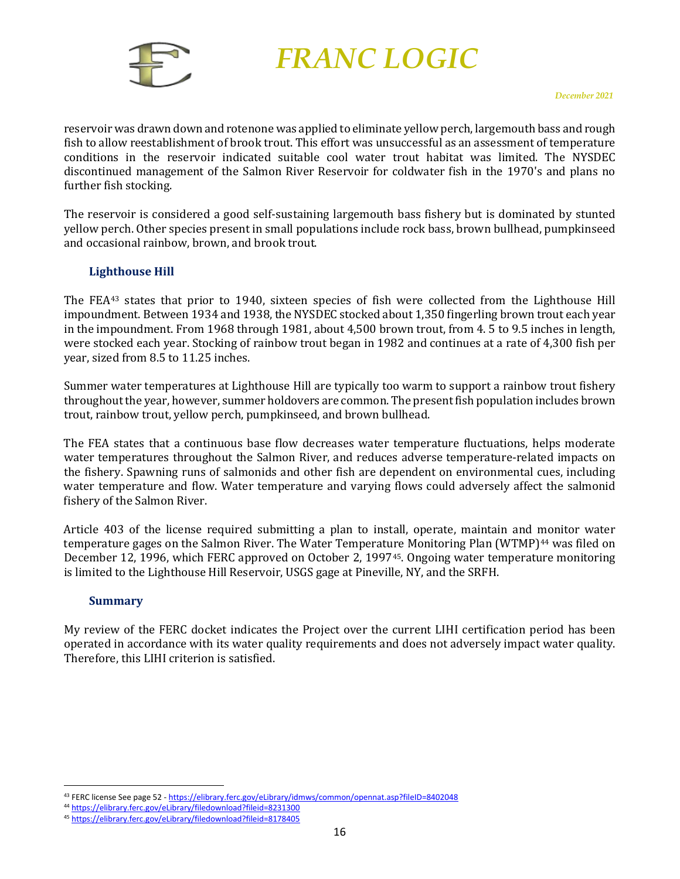reservoir was drawn down and rotenone was applied to eliminate yellow perch, largemouth bass and rough fish to allow reestablishment of brook trout. This effort was unsuccessful as an assessment of temperature conditions in the reservoir indicated suitable cool water trout habitat was limited. The NYSDEC discontinued management of the Salmon River Reservoir for coldwater fish in the 1970's and plans no further fish stocking.

The reservoir is considered a good self-sustaining largemouth bass fishery but is dominated by stunted yellow perch. Other species present in small populations include rock bass, brown bullhead, pumpkinseed and occasional rainbow, brown, and brook trout.

### Lighthouse Hill

The FEA[43] states that prior to 1940, sixteen species of fish were collected from the Lighthouse Hill impoundment. Between 1934 and 1938, the NYSDEC stocked about 1,350 fingerling brown trout each year in the impoundment. From 1968 through 1981, about 4,500 brown trout, from 4. 5 to 9.5 inches in length, were stocked each year. Stocking of rainbow trout began in 1982 and continues at a rate of 4,300 fish per year, sized from 8.5 to 11.25 inches.

Summer water temperatures at Lighthouse Hill are typically too warm to support a rainbow trout fishery throughout the year, however, summer holdovers are common. The present fish population includes brown trout, rainbow trout, yellow perch, pumpkinseed, and brown bullhead.

The FEA states that a continuous base flow decreases water temperature fluctuations, helps moderate water temperatures throughout the Salmon River, and reduces adverse temperature-related impacts on the fishery. Spawning runs of salmonids and other fish are dependent on environmental cues, including water temperature and flow. Water temperature and varying flows could adversely affect the salmonid fishery of the Salmon River.

Article 403 of the license required submitting a plan to install, operate, maintain and monitor water temperature gages on the Salmon River. The Water Temperature Monitoring Plan (WTMP)[44] was filed on December 12, 1996, which FERC approved on October 2, 1997[45]. Ongoing water temperature monitoring is limited to the Lighthouse Hill Reservoir, USGS gage at Pineville, NY, and the SRFH.

### Summary

My review of the FERC docket indicates the Project over the current LIHI certification period has been operated in accordance with its water quality requirements and does not adversely impact water quality. Therefore, this LIHI criterion is satisfied.

---

[43] FERC license See page 52 - https://elibrary.ferc.gov/eLibrary/idmws/common/opennat.asp?fileID=8402048

[44] https://elibrary.ferc.gov/eLibrary/filedownload?fileid=8231300

[45] https://elibrary.ferc.gov/eLibrary/filedownload?fileid=8178405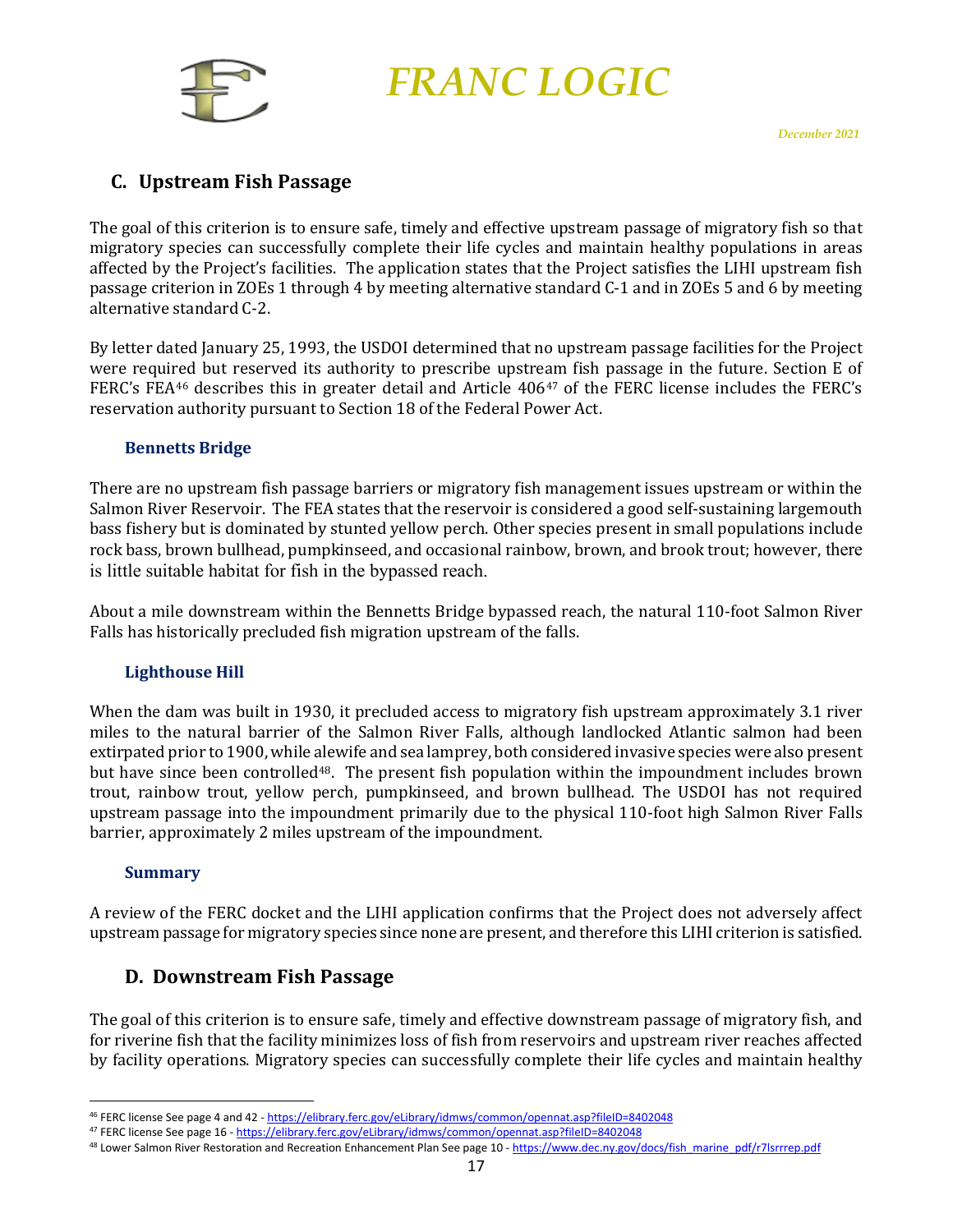## C. Upstream Fish Passage

The goal of this criterion is to ensure safe, timely and effective upstream passage of migratory fish so that migratory species can successfully complete their life cycles and maintain healthy populations in areas affected by the Project's facilities. The application states that the Project satisfies the LIHI upstream fish passage criterion in ZOEs 1 through 4 by meeting alternative standard C-1 and in ZOEs 5 and 6 by meeting alternative standard C-2.

By letter dated January 25, 1993, the USDOI determined that no upstream passage facilities for the Project were required but reserved its authority to prescribe upstream fish passage in the future. Section E of FERC's FEA[46] describes this in greater detail and Article 406[47] of the FERC license includes the FERC's reservation authority pursuant to Section 18 of the Federal Power Act.

### Bennetts Bridge

There are no upstream fish passage barriers or migratory fish management issues upstream or within the Salmon River Reservoir. The FEA states that the reservoir is considered a good self-sustaining largemouth bass fishery but is dominated by stunted yellow perch. Other species present in small populations include rock bass, brown bullhead, pumpkinseed, and occasional rainbow, brown, and brook trout; however, there is little suitable habitat for fish in the bypassed reach.

About a mile downstream within the Bennetts Bridge bypassed reach, the natural 110-foot Salmon River Falls has historically precluded fish migration upstream of the falls.

### Lighthouse Hill

When the dam was built in 1930, it precluded access to migratory fish upstream approximately 3.1 river miles to the natural barrier of the Salmon River Falls, although landlocked Atlantic salmon had been extirpated prior to 1900, while alewife and sea lamprey, both considered invasive species were also present but have since been controlled[48]. The present fish population within the impoundment includes brown trout, rainbow trout, yellow perch, pumpkinseed, and brown bullhead. The USDOI has not required upstream passage into the impoundment primarily due to the physical 110-foot high Salmon River Falls barrier, approximately 2 miles upstream of the impoundment.

### Summary

A review of the FERC docket and the LIHI application confirms that the Project does not adversely affect upstream passage for migratory species since none are present, and therefore this LIHI criterion is satisfied.

## D. Downstream Fish Passage

The goal of this criterion is to ensure safe, timely and effective downstream passage of migratory fish, and for riverine fish that the facility minimizes loss of fish from reservoirs and upstream river reaches affected by facility operations. Migratory species can successfully complete their life cycles and maintain healthy

---

[46] FERC license See page 4 and 42 - https://elibrary.ferc.gov/eLibrary/idmws/common/opennat.asp?fileID=8402048

[47] FERC license See page 16 - https://elibrary.ferc.gov/eLibrary/idmws/common/opennat.asp?fileID=8402048

[48] Lower Salmon River Restoration and Recreation Enhancement Plan See page 10 - https://www.dec.ny.gov/docs/fish_marine_pdf/r7lsrrrep.pdf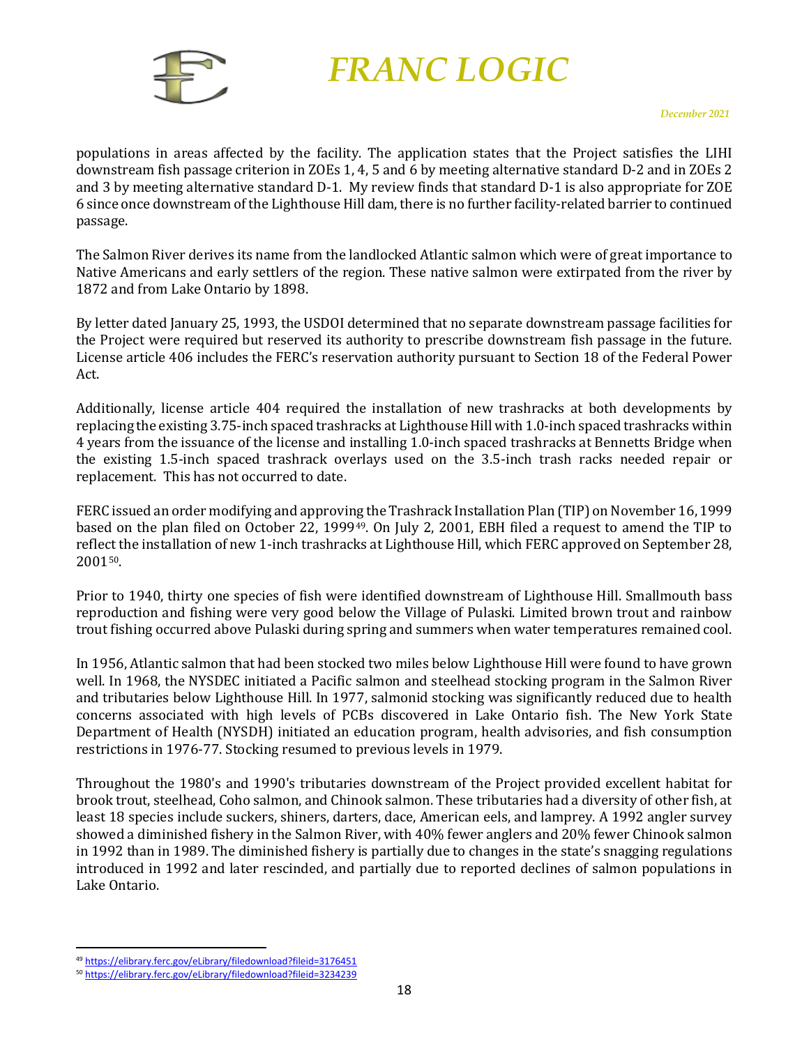populations in areas affected by the facility. The application states that the Project satisfies the LIHI downstream fish passage criterion in ZOEs 1, 4, 5 and 6 by meeting alternative standard D-2 and in ZOEs 2 and 3 by meeting alternative standard D-1. My review finds that standard D-1 is also appropriate for ZOE 6 since once downstream of the Lighthouse Hill dam, there is no further facility-related barrier to continued passage.

The Salmon River derives its name from the landlocked Atlantic salmon which were of great importance to Native Americans and early settlers of the region. These native salmon were extirpated from the river by 1872 and from Lake Ontario by 1898.

By letter dated January 25, 1993, the USDOI determined that no separate downstream passage facilities for the Project were required but reserved its authority to prescribe downstream fish passage in the future. License article 406 includes the FERC's reservation authority pursuant to Section 18 of the Federal Power Act.

Additionally, license article 404 required the installation of new trashracks at both developments by replacing the existing 3.75-inch spaced trashracks at Lighthouse Hill with 1.0-inch spaced trashracks within 4 years from the issuance of the license and installing 1.0-inch spaced trashracks at Bennetts Bridge when the existing 1.5-inch spaced trashrack overlays used on the 3.5-inch trash racks needed repair or replacement. This has not occurred to date.

FERC issued an order modifying and approving the Trashrack Installation Plan (TIP) on November 16, 1999 based on the plan filed on October 22, 1999[49]. On July 2, 2001, EBH filed a request to amend the TIP to reflect the installation of new 1-inch trashracks at Lighthouse Hill, which FERC approved on September 28, 2001[50].

Prior to 1940, thirty one species of fish were identified downstream of Lighthouse Hill. Smallmouth bass reproduction and fishing were very good below the Village of Pulaski. Limited brown trout and rainbow trout fishing occurred above Pulaski during spring and summers when water temperatures remained cool.

In 1956, Atlantic salmon that had been stocked two miles below Lighthouse Hill were found to have grown well. In 1968, the NYSDEC initiated a Pacific salmon and steelhead stocking program in the Salmon River and tributaries below Lighthouse Hill. In 1977, salmonid stocking was significantly reduced due to health concerns associated with high levels of PCBs discovered in Lake Ontario fish. The New York State Department of Health (NYSDH) initiated an education program, health advisories, and fish consumption restrictions in 1976-77. Stocking resumed to previous levels in 1979.

Throughout the 1980's and 1990's tributaries downstream of the Project provided excellent habitat for brook trout, steelhead, Coho salmon, and Chinook salmon. These tributaries had a diversity of other fish, at least 18 species include suckers, shiners, darters, dace, American eels, and lamprey. A 1992 angler survey showed a diminished fishery in the Salmon River, with 40% fewer anglers and 20% fewer Chinook salmon in 1992 than in 1989. The diminished fishery is partially due to changes in the state's snagging regulations introduced in 1992 and later rescinded, and partially due to reported declines of salmon populations in Lake Ontario.

---

[49] https://elibrary.ferc.gov/eLibrary/filedownload?fileid=3176451

[50] https://elibrary.ferc.gov/eLibrary/filedownload?fileid=3234239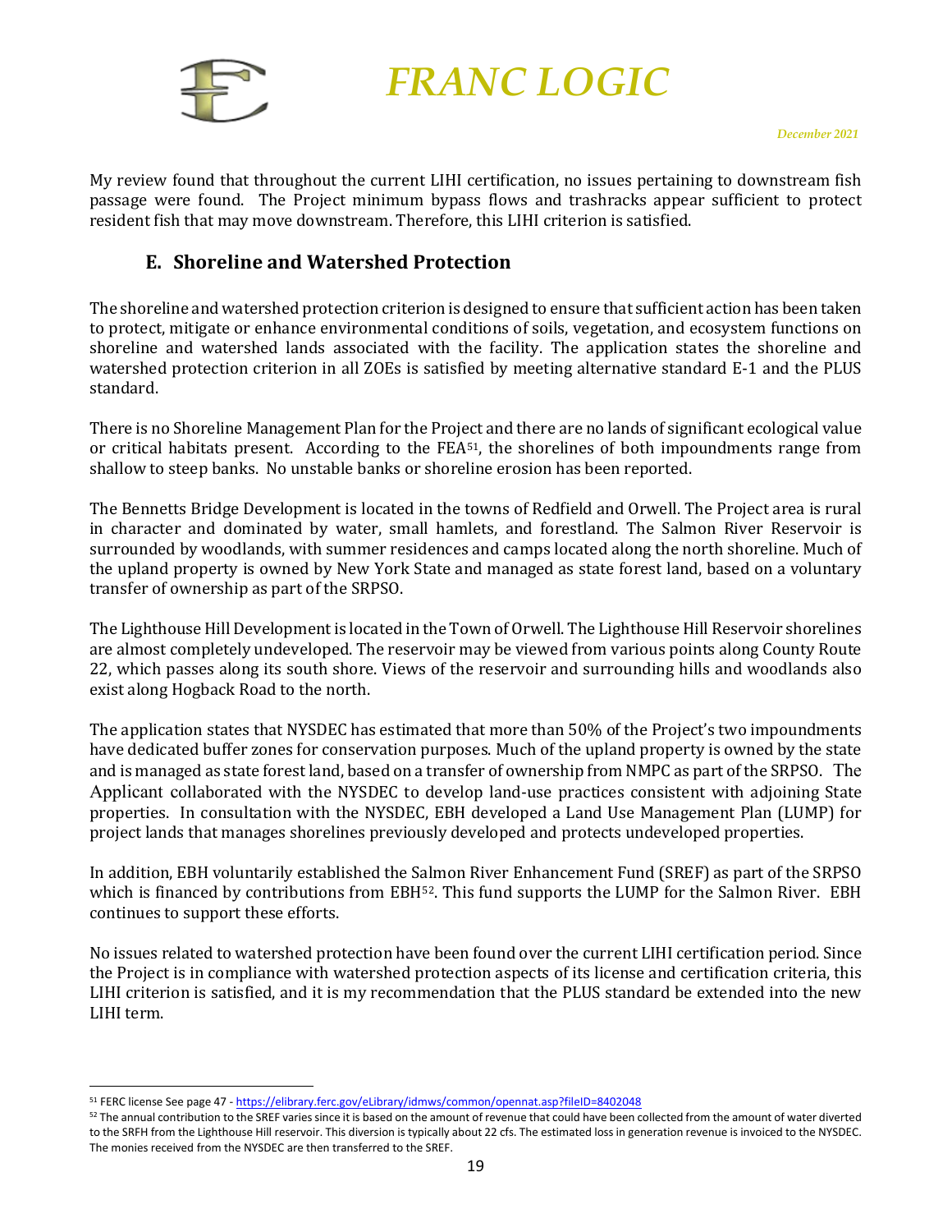My review found that throughout the current LIHI certification, no issues pertaining to downstream fish passage were found. The Project minimum bypass flows and trashracks appear sufficient to protect resident fish that may move downstream. Therefore, this LIHI criterion is satisfied.

## E. Shoreline and Watershed Protection

The shoreline and watershed protection criterion is designed to ensure that sufficient action has been taken to protect, mitigate or enhance environmental conditions of soils, vegetation, and ecosystem functions on shoreline and watershed lands associated with the facility. The application states the shoreline and watershed protection criterion in all ZOEs is satisfied by meeting alternative standard E-1 and the PLUS standard.

There is no Shoreline Management Plan for the Project and there are no lands of significant ecological value or critical habitats present. According to the FEA[51], the shorelines of both impoundments range from shallow to steep banks. No unstable banks or shoreline erosion has been reported.

The Bennetts Bridge Development is located in the towns of Redfield and Orwell. The Project area is rural in character and dominated by water, small hamlets, and forestland. The Salmon River Reservoir is surrounded by woodlands, with summer residences and camps located along the north shoreline. Much of the upland property is owned by New York State and managed as state forest land, based on a voluntary transfer of ownership as part of the SRPSO.

The Lighthouse Hill Development is located in the Town of Orwell. The Lighthouse Hill Reservoir shorelines are almost completely undeveloped. The reservoir may be viewed from various points along County Route 22, which passes along its south shore. Views of the reservoir and surrounding hills and woodlands also exist along Hogback Road to the north.

The application states that NYSDEC has estimated that more than 50% of the Project's two impoundments have dedicated buffer zones for conservation purposes. Much of the upland property is owned by the state and is managed as state forest land, based on a transfer of ownership from NMPC as part of the SRPSO. The Applicant collaborated with the NYSDEC to develop land-use practices consistent with adjoining State properties. In consultation with the NYSDEC, EBH developed a Land Use Management Plan (LUMP) for project lands that manages shorelines previously developed and protects undeveloped properties.

In addition, EBH voluntarily established the Salmon River Enhancement Fund (SREF) as part of the SRPSO which is financed by contributions from EBH[52]. This fund supports the LUMP for the Salmon River. EBH continues to support these efforts.

No issues related to watershed protection have been found over the current LIHI certification period. Since the Project is in compliance with watershed protection aspects of its license and certification criteria, this LIHI criterion is satisfied, and it is my recommendation that the PLUS standard be extended into the new LIHI term.

---

[51] FERC license See page 47 - https://elibrary.ferc.gov/eLibrary/idmws/common/opennat.asp?fileID=8402048

[52] The annual contribution to the SREF varies since it is based on the amount of revenue that could have been collected from the amount of water diverted to the SRFH from the Lighthouse Hill reservoir. This diversion is typically about 22 cfs. The estimated loss in generation revenue is invoiced to the NYSDEC. The monies received from the NYSDEC are then transferred to the SREF.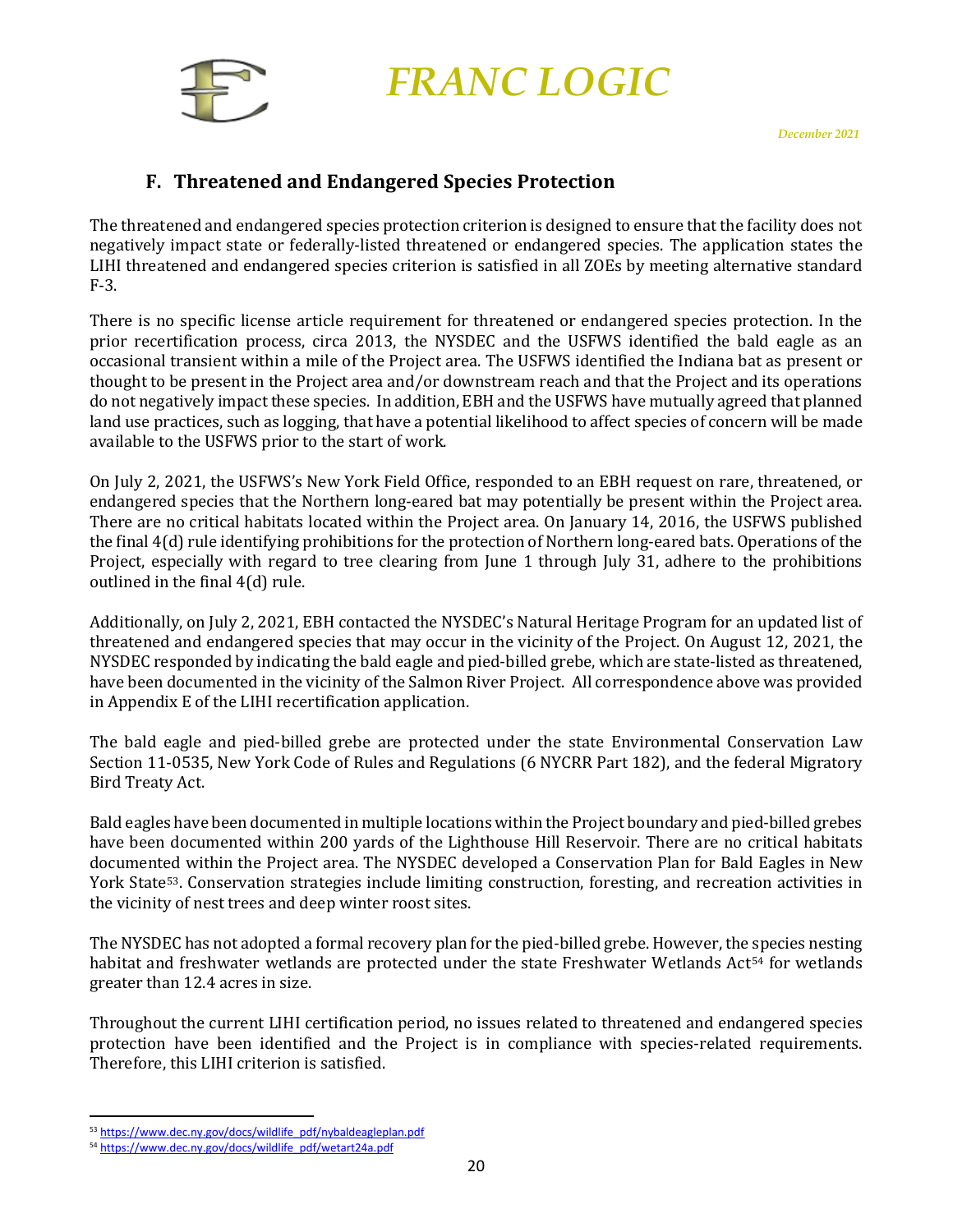## F. Threatened and Endangered Species Protection

The threatened and endangered species protection criterion is designed to ensure that the facility does not negatively impact state or federally-listed threatened or endangered species. The application states the LIHI threatened and endangered species criterion is satisfied in all ZOEs by meeting alternative standard F-3.

There is no specific license article requirement for threatened or endangered species protection. In the prior recertification process, circa 2013, the NYSDEC and the USFWS identified the bald eagle as an occasional transient within a mile of the Project area. The USFWS identified the Indiana bat as present or thought to be present in the Project area and/or downstream reach and that the Project and its operations do not negatively impact these species. In addition, EBH and the USFWS have mutually agreed that planned land use practices, such as logging, that have a potential likelihood to affect species of concern will be made available to the USFWS prior to the start of work.

On July 2, 2021, the USFWS's New York Field Office, responded to an EBH request on rare, threatened, or endangered species that the Northern long-eared bat may potentially be present within the Project area. There are no critical habitats located within the Project area. On January 14, 2016, the USFWS published the final 4(d) rule identifying prohibitions for the protection of Northern long-eared bats. Operations of the Project, especially with regard to tree clearing from June 1 through July 31, adhere to the prohibitions outlined in the final 4(d) rule.

Additionally, on July 2, 2021, EBH contacted the NYSDEC's Natural Heritage Program for an updated list of threatened and endangered species that may occur in the vicinity of the Project. On August 12, 2021, the NYSDEC responded by indicating the bald eagle and pied-billed grebe, which are state-listed as threatened, have been documented in the vicinity of the Salmon River Project. All correspondence above was provided in Appendix E of the LIHI recertification application.

The bald eagle and pied-billed grebe are protected under the state Environmental Conservation Law Section 11-0535, New York Code of Rules and Regulations (6 NYCRR Part 182), and the federal Migratory Bird Treaty Act.

Bald eagles have been documented in multiple locations within the Project boundary and pied-billed grebes have been documented within 200 yards of the Lighthouse Hill Reservoir. There are no critical habitats documented within the Project area. The NYSDEC developed a Conservation Plan for Bald Eagles in New York State[53]. Conservation strategies include limiting construction, foresting, and recreation activities in the vicinity of nest trees and deep winter roost sites.

The NYSDEC has not adopted a formal recovery plan for the pied-billed grebe. However, the species nesting habitat and freshwater wetlands are protected under the state Freshwater Wetlands Act[54] for wetlands greater than 12.4 acres in size.

Throughout the current LIHI certification period, no issues related to threatened and endangered species protection have been identified and the Project is in compliance with species-related requirements. Therefore, this LIHI criterion is satisfied.

---

[53] https://www.dec.ny.gov/docs/wildlife_pdf/nybaldeagleplan.pdf

[54] https://www.dec.ny.gov/docs/wildlife_pdf/wetart24a.pdf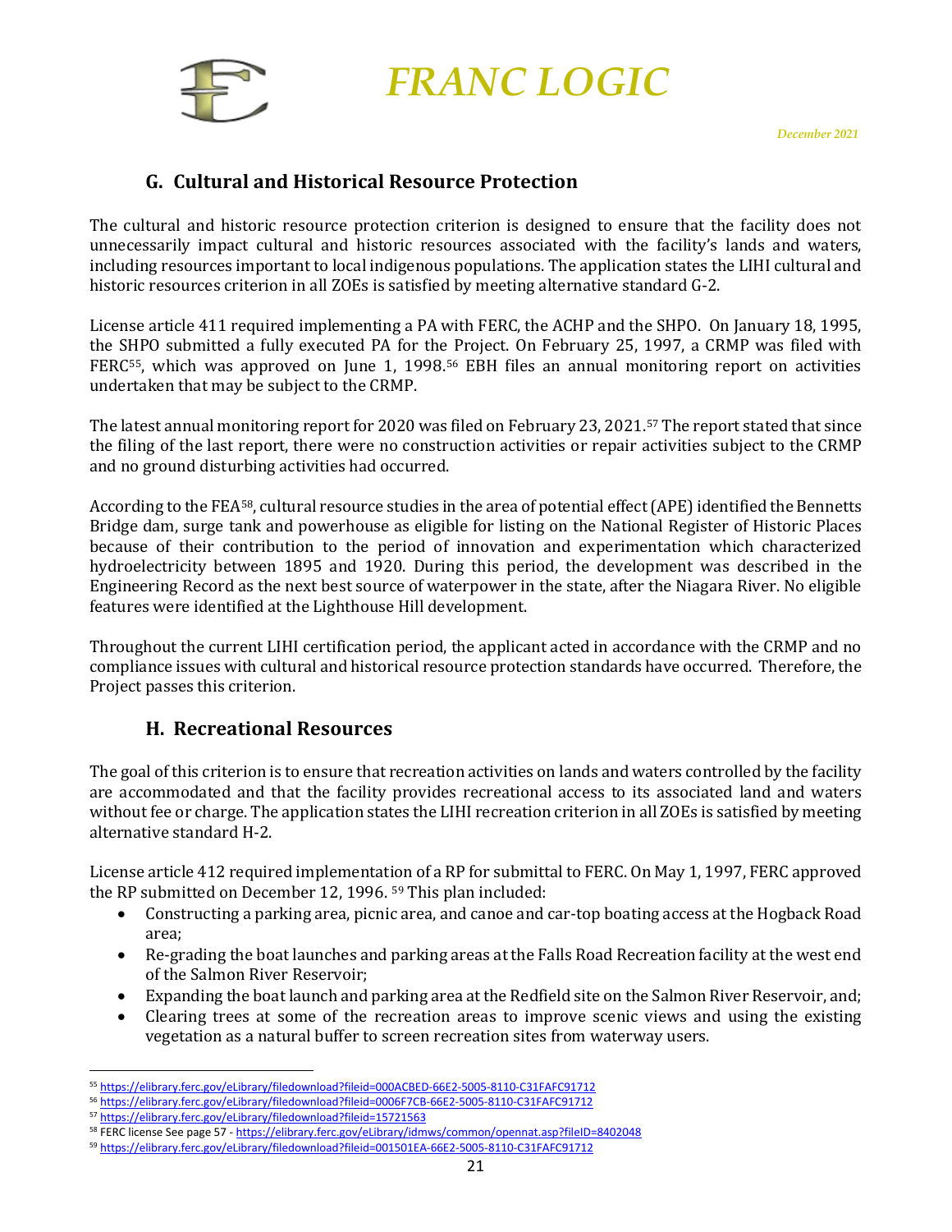## G. Cultural and Historical Resource Protection

The cultural and historic resource protection criterion is designed to ensure that the facility does not unnecessarily impact cultural and historic resources associated with the facility's lands and waters, including resources important to local indigenous populations. The application states the LIHI cultural and historic resources criterion in all ZOEs is satisfied by meeting alternative standard G-2.

License article 411 required implementing a PA with FERC, the ACHP and the SHPO. On January 18, 1995, the SHPO submitted a fully executed PA for the Project. On February 25, 1997, a CRMP was filed with FERC[55], which was approved on June 1, 1998.[56] EBH files an annual monitoring report on activities undertaken that may be subject to the CRMP.

The latest annual monitoring report for 2020 was filed on February 23, 2021.[57] The report stated that since the filing of the last report, there were no construction activities or repair activities subject to the CRMP and no ground disturbing activities had occurred.

According to the FEA[58], cultural resource studies in the area of potential effect (APE) identified the Bennetts Bridge dam, surge tank and powerhouse as eligible for listing on the National Register of Historic Places because of their contribution to the period of innovation and experimentation which characterized hydroelectricity between 1895 and 1920. During this period, the development was described in the Engineering Record as the next best source of waterpower in the state, after the Niagara River. No eligible features were identified at the Lighthouse Hill development.

Throughout the current LIHI certification period, the applicant acted in accordance with the CRMP and no compliance issues with cultural and historical resource protection standards have occurred. Therefore, the Project passes this criterion.

## H. Recreational Resources

The goal of this criterion is to ensure that recreation activities on lands and waters controlled by the facility are accommodated and that the facility provides recreational access to its associated land and waters without fee or charge. The application states the LIHI recreation criterion in all ZOEs is satisfied by meeting alternative standard H-2.

License article 412 required implementation of a RP for submittal to FERC. On May 1, 1997, FERC approved the RP submitted on December 12, 1996.[59] This plan included:

- Constructing a parking area, picnic area, and canoe and car-top boating access at the Hogback Road area;
- Re-grading the boat launches and parking areas at the Falls Road Recreation facility at the west end of the Salmon River Reservoir;
- Expanding the boat launch and parking area at the Redfield site on the Salmon River Reservoir, and;
- Clearing trees at some of the recreation areas to improve scenic views and using the existing vegetation as a natural buffer to screen recreation sites from waterway users.

---

[55] https://elibrary.ferc.gov/eLibrary/filedownload?fileid=000ACBED-66E2-5005-8110-C31FAFC91712

[56] https://elibrary.ferc.gov/eLibrary/filedownload?fileid=0006F7CB-66E2-5005-8110-C31FAFC91712

[57] https://elibrary.ferc.gov/eLibrary/filedownload?fileid=15721563

[58] FERC license See page 57 - https://elibrary.ferc.gov/eLibrary/idmws/common/opennat.asp?fileID=8402048

[59] https://elibrary.ferc.gov/eLibrary/filedownload?fileid=001501EA-66E2-5005-8110-C31FAFC91712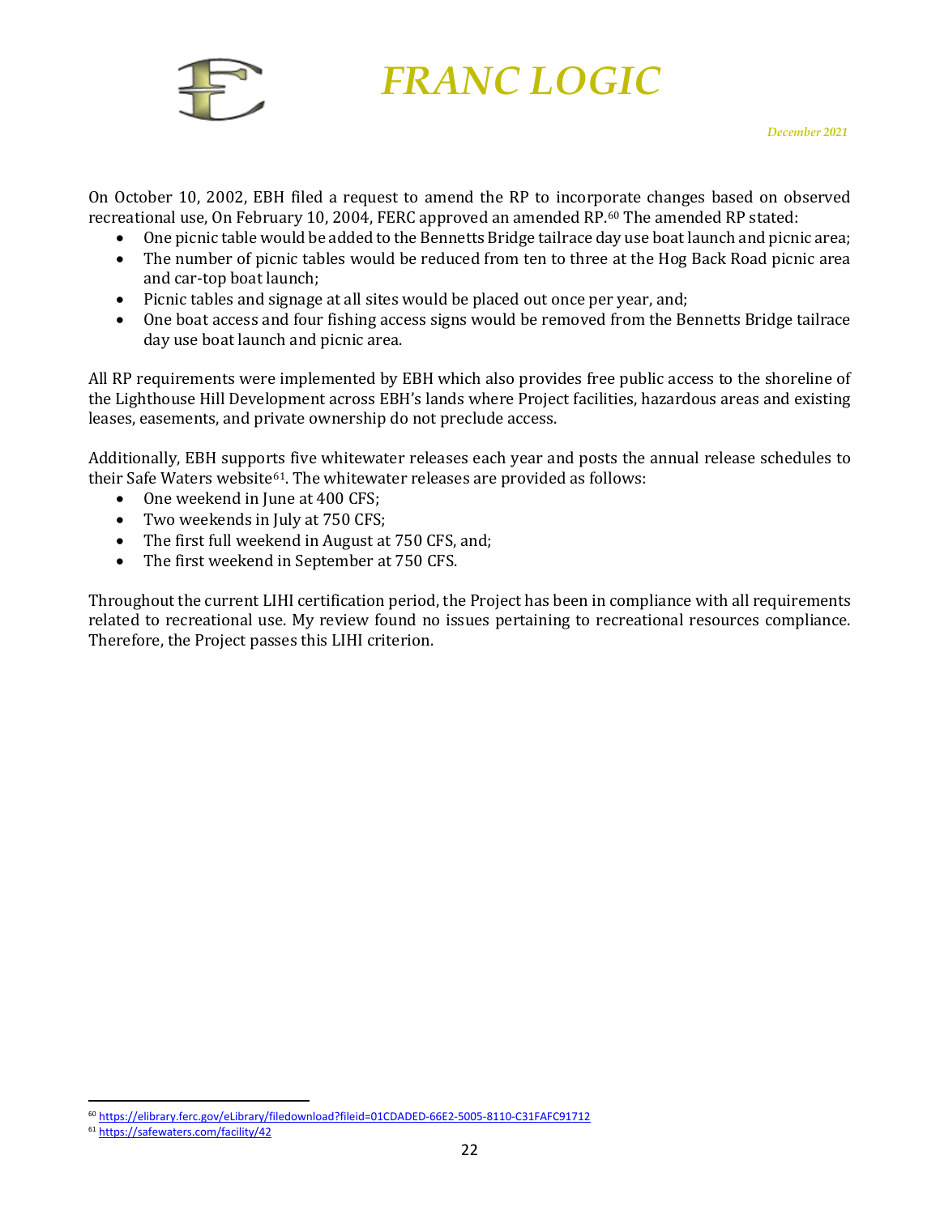On October 10, 2002, EBH filed a request to amend the RP to incorporate changes based on observed recreational use, On February 10, 2004, FERC approved an amended RP.[60] The amended RP stated:

- One picnic table would be added to the Bennetts Bridge tailrace day use boat launch and picnic area;
- The number of picnic tables would be reduced from ten to three at the Hog Back Road picnic area and car-top boat launch;
- Picnic tables and signage at all sites would be placed out once per year, and;
- One boat access and four fishing access signs would be removed from the Bennetts Bridge tailrace day use boat launch and picnic area.

All RP requirements were implemented by EBH which also provides free public access to the shoreline of the Lighthouse Hill Development across EBH's lands where Project facilities, hazardous areas and existing leases, easements, and private ownership do not preclude access.

Additionally, EBH supports five whitewater releases each year and posts the annual release schedules to their Safe Waters website[61]. The whitewater releases are provided as follows:

- One weekend in June at 400 CFS;
- Two weekends in July at 750 CFS;
- The first full weekend in August at 750 CFS, and;
- The first weekend in September at 750 CFS.

Throughout the current LIHI certification period, the Project has been in compliance with all requirements related to recreational use. My review found no issues pertaining to recreational resources compliance. Therefore, the Project passes this LIHI criterion.

---

[60] https://elibrary.ferc.gov/eLibrary/filedownload?fileid=01CDADED-66E2-5005-8110-C31FAFC91712

[61] https://safewaters.com/facility/42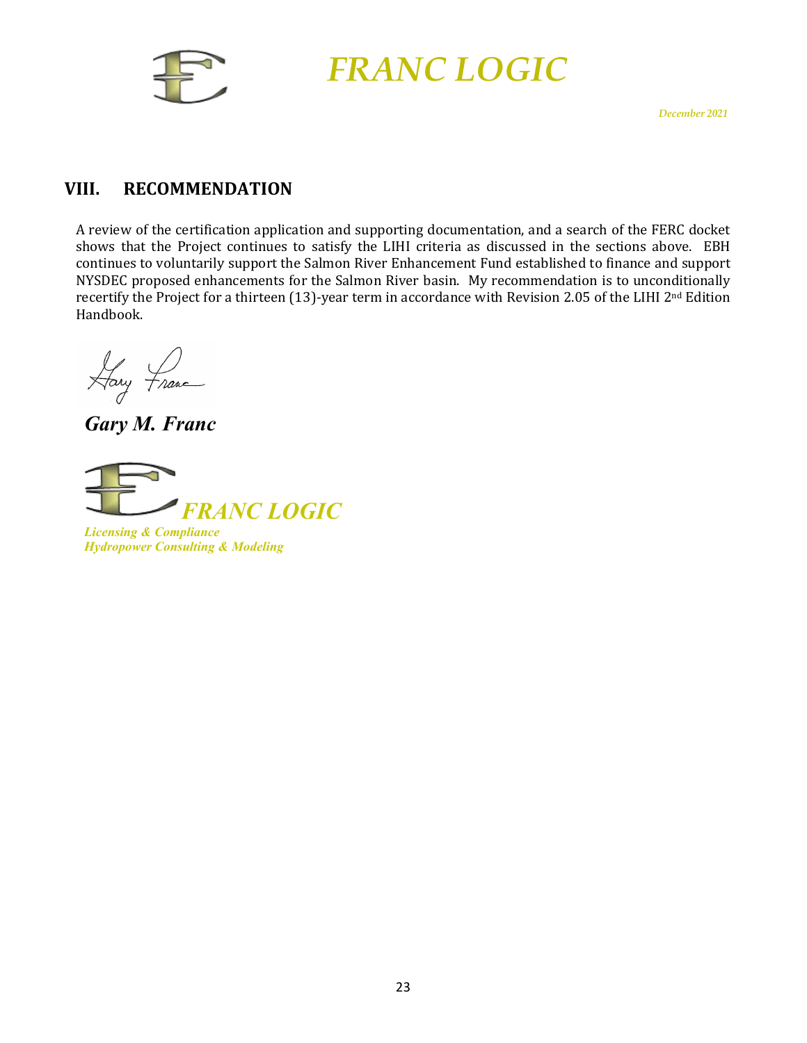## VIII. RECOMMENDATION

A review of the certification application and supporting documentation, and a search of the FERC docket shows that the Project continues to satisfy the LIHI criteria as discussed in the sections above. EBH continues to voluntarily support the Salmon River Enhancement Fund established to finance and support NYSDEC proposed enhancements for the Salmon River basin. My recommendation is to unconditionally recertify the Project for a thirteen (13)-year term in accordance with Revision 2.05 of the LIHI 2nd Edition Handbook.

***Gary M. Franc***

*FRANC LOGIC*

***Licensing & Compliance***
***Hydropower Consulting & Modeling***